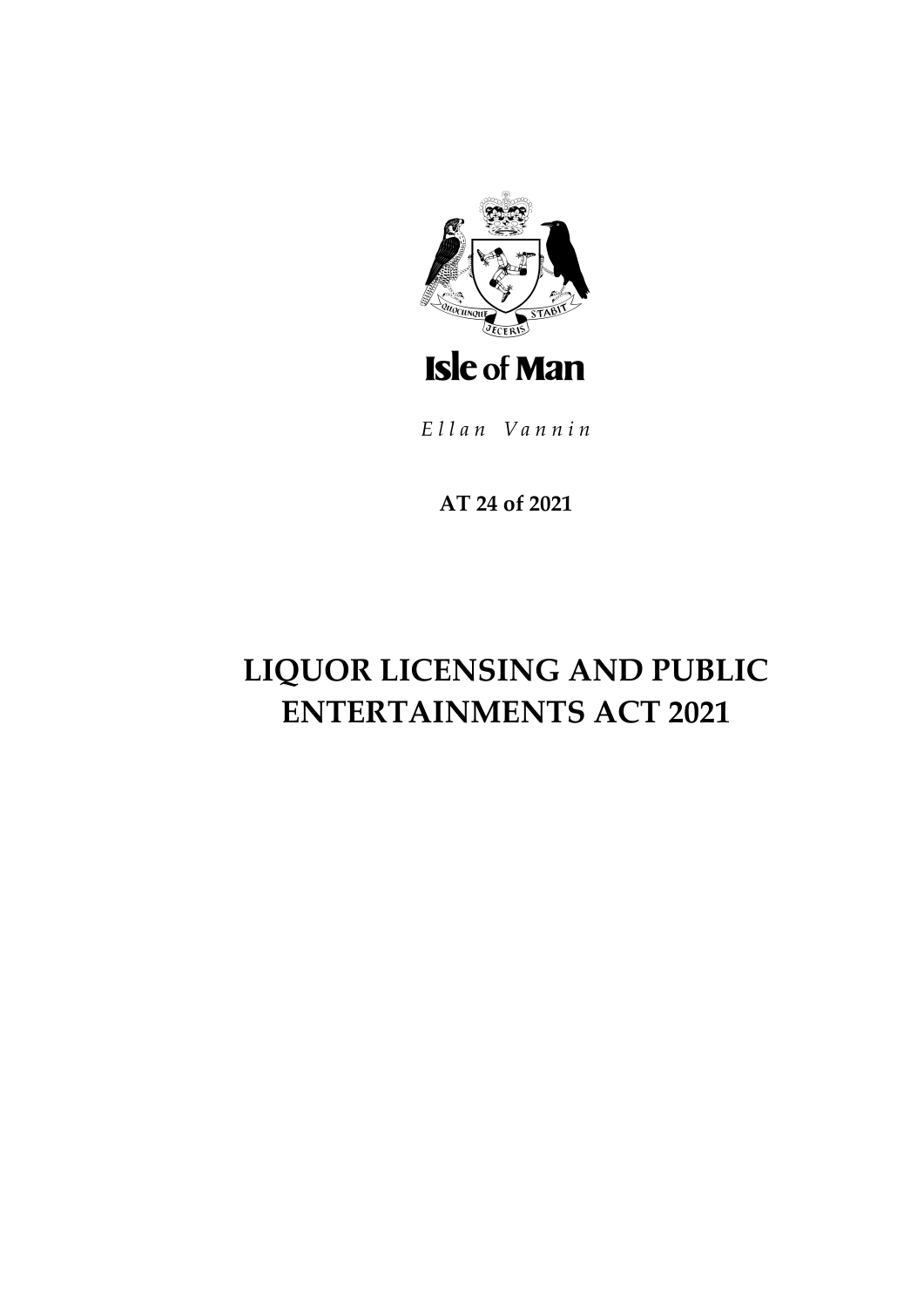Isle of Man

*Ellan Vannin*

**AT 24 of 2021**

# LIQUOR LICENSING AND PUBLIC ENTERTAINMENTS ACT 2021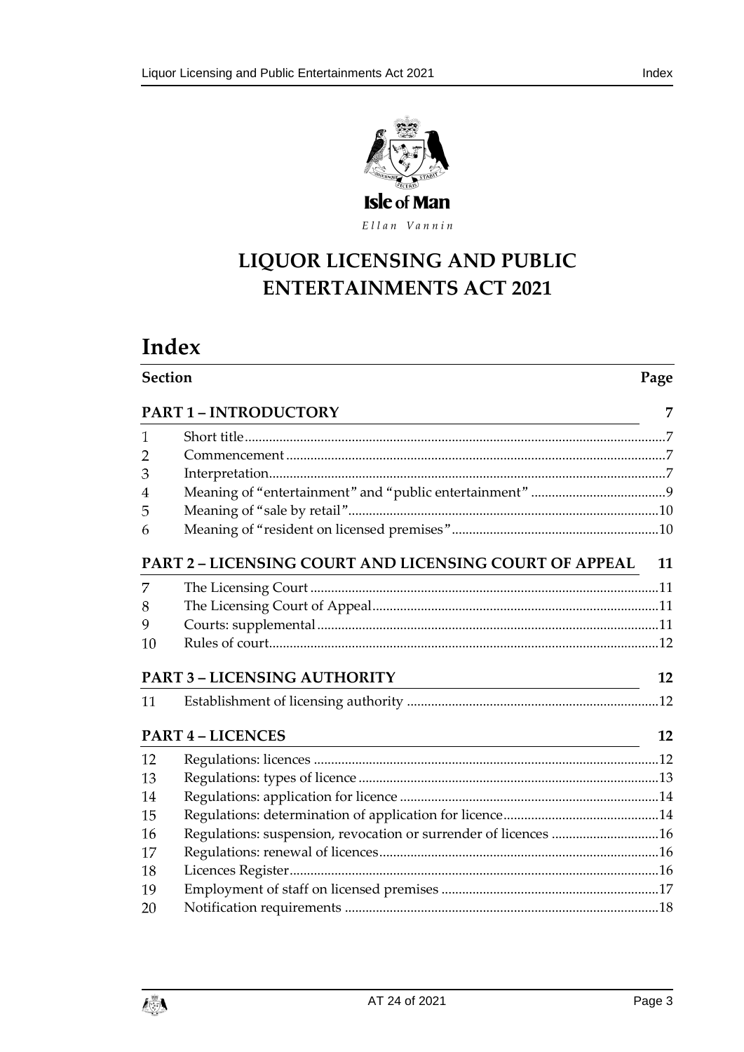Isle of Man

*Ellan Vannin*

# LIQUOR LICENSING AND PUBLIC ENTERTAINMENTS ACT 2021

# Index

| Section | | Page |
|---|---|---|
| **PART 1 – INTRODUCTORY** | | **7** |
| 1 | Short title | 7 |
| 2 | Commencement | 7 |
| 3 | Interpretation | 7 |
| 4 | Meaning of "entertainment" and "public entertainment" | 9 |
| 5 | Meaning of "sale by retail" | 10 |
| 6 | Meaning of "resident on licensed premises" | 10 |
| **PART 2 – LICENSING COURT AND LICENSING COURT OF APPEAL** | | **11** |
| 7 | The Licensing Court | 11 |
| 8 | The Licensing Court of Appeal | 11 |
| 9 | Courts: supplemental | 11 |
| 10 | Rules of court | 12 |
| **PART 3 – LICENSING AUTHORITY** | | **12** |
| 11 | Establishment of licensing authority | 12 |
| **PART 4 – LICENCES** | | **12** |
| 12 | Regulations: licences | 12 |
| 13 | Regulations: types of licence | 13 |
| 14 | Regulations: application for licence | 14 |
| 15 | Regulations: determination of application for licence | 14 |
| 16 | Regulations: suspension, revocation or surrender of licences | 16 |
| 17 | Regulations: renewal of licences | 16 |
| 18 | Licences Register | 16 |
| 19 | Employment of staff on licensed premises | 17 |
| 20 | Notification requirements | 18 |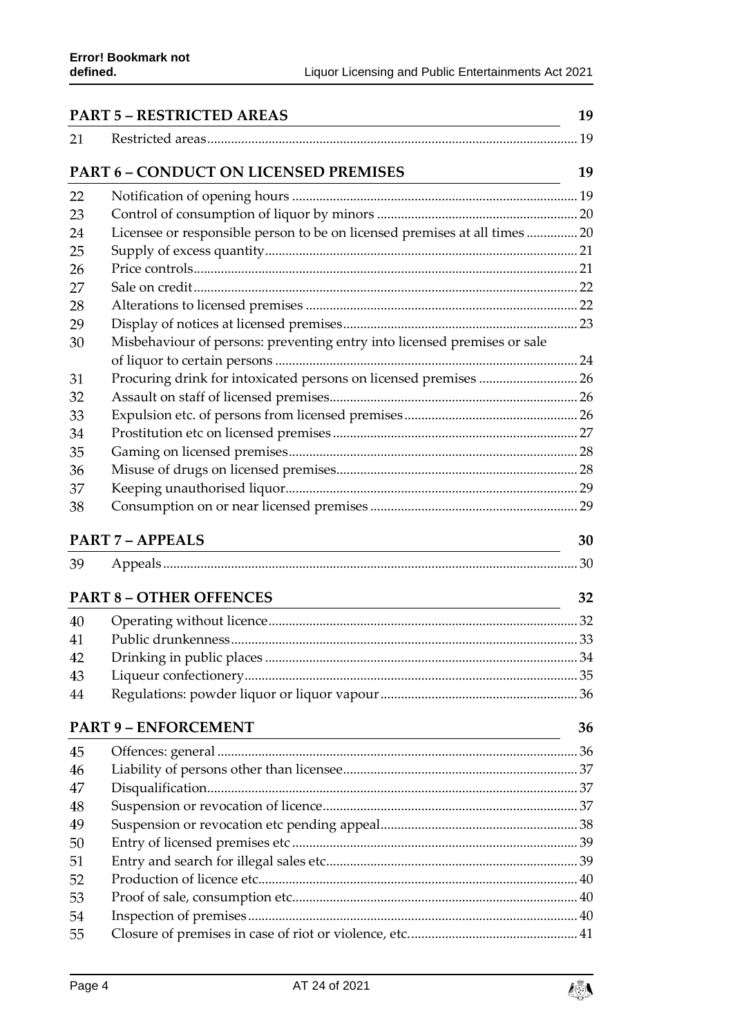## PART 5 – RESTRICTED AREAS 19

21 Restricted areas 19

## PART 6 – CONDUCT ON LICENSED PREMISES 19

22 Notification of opening hours 19
23 Control of consumption of liquor by minors 20
24 Licensee or responsible person to be on licensed premises at all times 20
25 Supply of excess quantity 21
26 Price controls 21
27 Sale on credit 22
28 Alterations to licensed premises 22
29 Display of notices at licensed premises 23
30 Misbehaviour of persons: preventing entry into licensed premises or sale of liquor to certain persons 24
31 Procuring drink for intoxicated persons on licensed premises 26
32 Assault on staff of licensed premises 26
33 Expulsion etc. of persons from licensed premises 26
34 Prostitution etc on licensed premises 27
35 Gaming on licensed premises 28
36 Misuse of drugs on licensed premises 28
37 Keeping unauthorised liquor 29
38 Consumption on or near licensed premises 29

## PART 7 – APPEALS 30

39 Appeals 30

## PART 8 – OTHER OFFENCES 32

40 Operating without licence 32
41 Public drunkenness 33
42 Drinking in public places 34
43 Liqueur confectionery 35
44 Regulations: powder liquor or liquor vapour 36

## PART 9 – ENFORCEMENT 36

45 Offences: general 36
46 Liability of persons other than licensee 37
47 Disqualification 37
48 Suspension or revocation of licence 37
49 Suspension or revocation etc pending appeal 38
50 Entry of licensed premises etc 39
51 Entry and search for illegal sales etc 39
52 Production of licence etc 40
53 Proof of sale, consumption etc 40
54 Inspection of premises 40
55 Closure of premises in case of riot or violence, etc. 41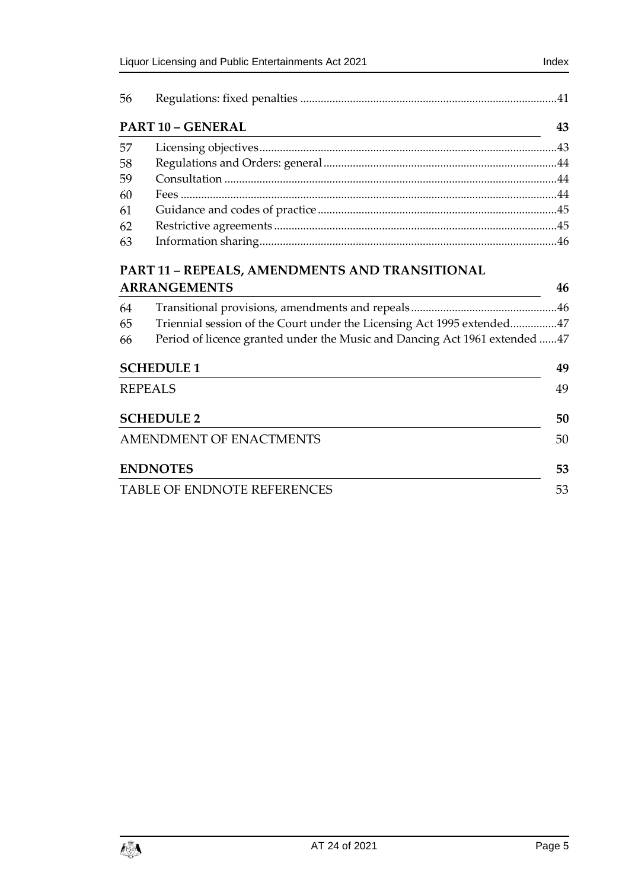56 Regulations: fixed penalties ....................................................................................41

**PART 10 – GENERAL** **43**

57 Licensing objectives....................................................................................................43
58 Regulations and Orders: general...............................................................................44
59 Consultation .................................................................................................................44
60 Fees ................................................................................................................................44
61 Guidance and codes of practice.................................................................................45
62 Restrictive agreements ................................................................................................45
63 Information sharing.....................................................................................................46

**PART 11 – REPEALS, AMENDMENTS AND TRANSITIONAL ARRANGEMENTS** **46**

64 Transitional provisions, amendments and repeals.................................................46
65 Triennial session of the Court under the Licensing Act 1995 extended................47
66 Period of licence granted under the Music and Dancing Act 1961 extended ......47

**SCHEDULE 1** **49**

REPEALS 49

**SCHEDULE 2** **50**

AMENDMENT OF ENACTMENTS 50

**ENDNOTES** **53**

TABLE OF ENDNOTE REFERENCES 53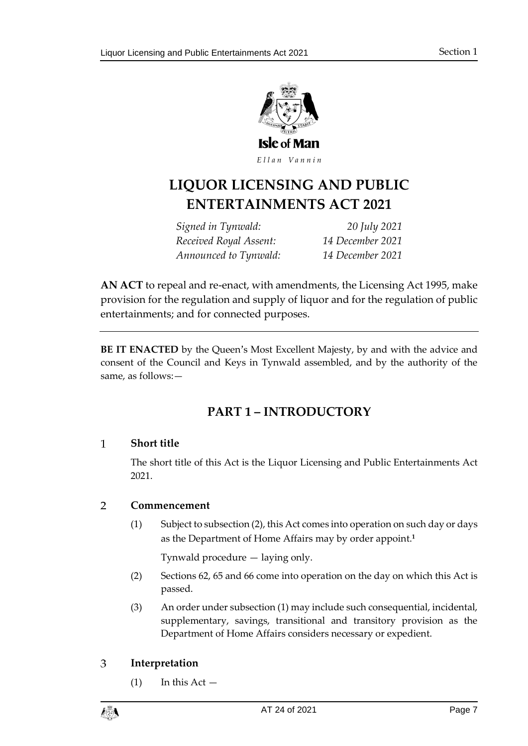Isle of Man

*Ellan Vannin*

# LIQUOR LICENSING AND PUBLIC ENTERTAINMENTS ACT 2021

| | |
|---|---|
| *Signed in Tynwald:* | *20 July 2021* |
| *Received Royal Assent:* | *14 December 2021* |
| *Announced to Tynwald:* | *14 December 2021* |

**AN ACT** to repeal and re-enact, with amendments, the Licensing Act 1995, make provision for the regulation and supply of liquor and for the regulation of public entertainments; and for connected purposes.

---

**BE IT ENACTED** by the Queen's Most Excellent Majesty, by and with the advice and consent of the Council and Keys in Tynwald assembled, and by the authority of the same, as follows:—

## PART 1 – INTRODUCTION

### 1 Short title

The short title of this Act is the Liquor Licensing and Public Entertainments Act 2021.

### 2 Commencement

(1) Subject to subsection (2), this Act comes into operation on such day or days as the Department of Home Affairs may by order appoint.[1]

Tynwald procedure — laying only.

(2) Sections 62, 65 and 66 come into operation on the day on which this Act is passed.

(3) An order under subsection (1) may include such consequential, incidental, supplementary, savings, transitional and transitory provision as the Department of Home Affairs considers necessary or expedient.

### 3 Interpretation

(1) In this Act —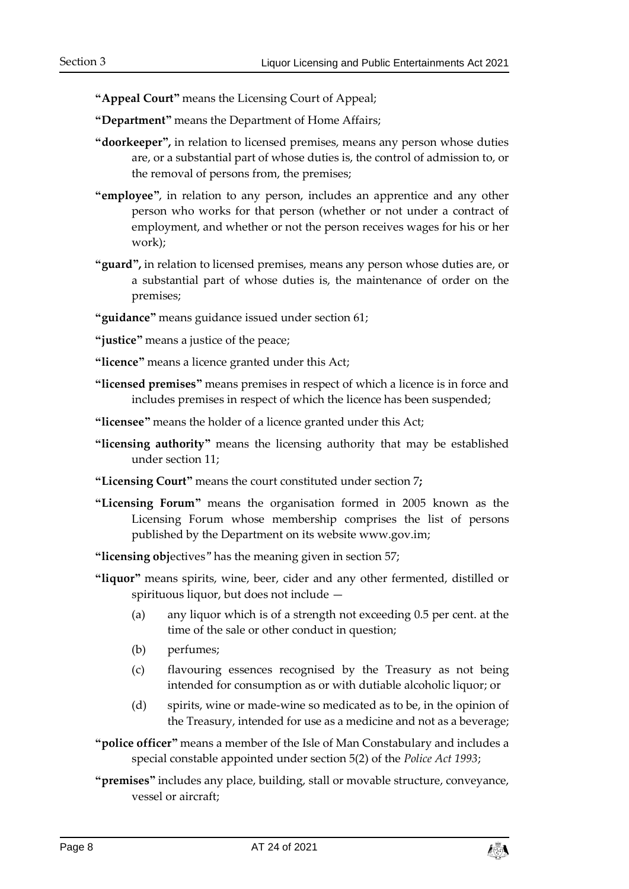**"Appeal Court"** means the Licensing Court of Appeal;

**"Department"** means the Department of Home Affairs;

**"doorkeeper",** in relation to licensed premises, means any person whose duties are, or a substantial part of whose duties is, the control of admission to, or the removal of persons from, the premises;

**"employee"**, in relation to any person, includes an apprentice and any other person who works for that person (whether or not under a contract of employment, and whether or not the person receives wages for his or her work);

**"guard",** in relation to licensed premises, means any person whose duties are, or a substantial part of whose duties is, the maintenance of order on the premises;

**"guidance"** means guidance issued under section 61;

**"justice"** means a justice of the peace;

**"licence"** means a licence granted under this Act;

**"licensed premises"** means premises in respect of which a licence is in force and includes premises in respect of which the licence has been suspended;

**"licensee"** means the holder of a licence granted under this Act;

**"licensing authority"** means the licensing authority that may be established under section 11;

**"Licensing Court"** means the court constituted under section 7**;**

**"Licensing Forum"** means the organisation formed in 2005 known as the Licensing Forum whose membership comprises the list of persons published by the Department on its website www.gov.im;

**"licensing obj**ectives" has the meaning given in section 57;

**"liquor"** means spirits, wine, beer, cider and any other fermented, distilled or spirituous liquor, but does not include —

(a) any liquor which is of a strength not exceeding 0.5 per cent. at the time of the sale or other conduct in question;

(b) perfumes;

(c) flavouring essences recognised by the Treasury as not being intended for consumption as or with dutiable alcoholic liquor; or

(d) spirits, wine or made-wine so medicated as to be, in the opinion of the Treasury, intended for use as a medicine and not as a beverage;

**"police officer"** means a member of the Isle of Man Constabulary and includes a special constable appointed under section 5(2) of the *Police Act 1993*;

**"premises"** includes any place, building, stall or movable structure, conveyance, vessel or aircraft;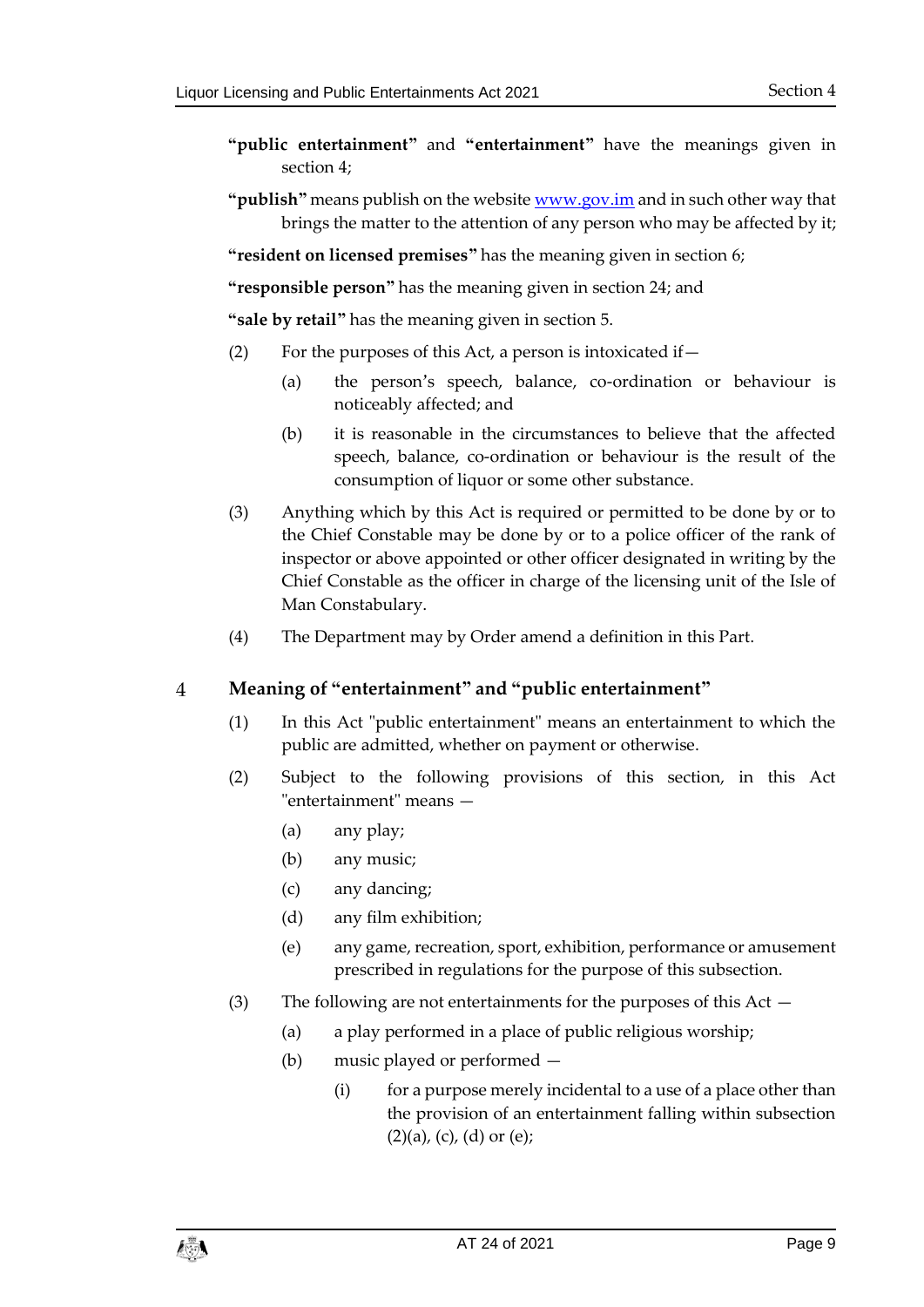**"public entertainment"** and **"entertainment"** have the meanings given in section 4;

**"publish"** means publish on the website www.gov.im and in such other way that brings the matter to the attention of any person who may be affected by it;

**"resident on licensed premises"** has the meaning given in section 6;

**"responsible person"** has the meaning given in section 24; and

**"sale by retail"** has the meaning given in section 5.

(2) For the purposes of this Act, a person is intoxicated if—

(a) the person's speech, balance, co-ordination or behaviour is noticeably affected; and

(b) it is reasonable in the circumstances to believe that the affected speech, balance, co-ordination or behaviour is the result of the consumption of liquor or some other substance.

(3) Anything which by this Act is required or permitted to be done by or to the Chief Constable may be done by or to a police officer of the rank of inspector or above appointed or other officer designated in writing by the Chief Constable as the officer in charge of the licensing unit of the Isle of Man Constabulary.

(4) The Department may by Order amend a definition in this Part.

## 4 Meaning of "entertainment" and "public entertainment"

(1) In this Act "public entertainment" means an entertainment to which the public are admitted, whether on payment or otherwise.

(2) Subject to the following provisions of this section, in this Act "entertainment" means —

(a) any play;

(b) any music;

(c) any dancing;

(d) any film exhibition;

(e) any game, recreation, sport, exhibition, performance or amusement prescribed in regulations for the purpose of this subsection.

(3) The following are not entertainments for the purposes of this Act —

(a) a play performed in a place of public religious worship;

(b) music played or performed —

(i) for a purpose merely incidental to a use of a place other than the provision of an entertainment falling within subsection (2)(a), (c), (d) or (e);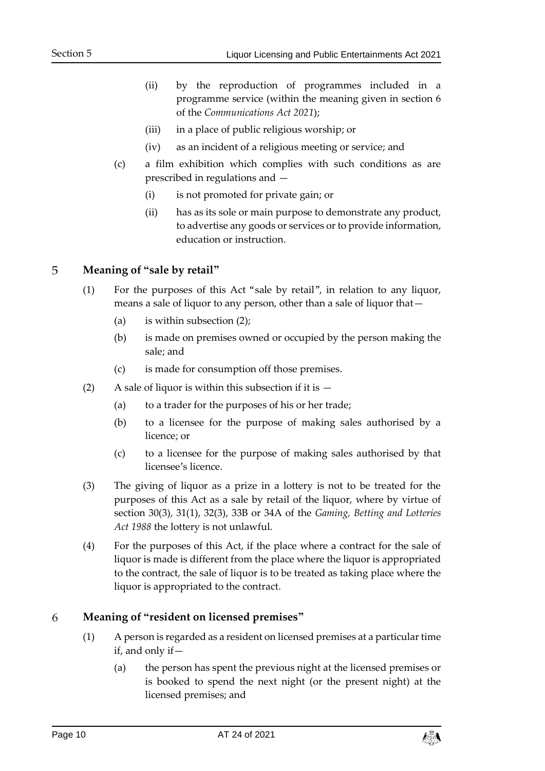(ii) by the reproduction of programmes included in a programme service (within the meaning given in section 6 of the *Communications Act 2021*);

(iii) in a place of public religious worship; or

(iv) as an incident of a religious meeting or service; and

(c) a film exhibition which complies with such conditions as are prescribed in regulations and —

(i) is not promoted for private gain; or

(ii) has as its sole or main purpose to demonstrate any product, to advertise any goods or services or to provide information, education or instruction.

## 5 Meaning of "sale by retail"

(1) For the purposes of this Act "sale by retail", in relation to any liquor, means a sale of liquor to any person, other than a sale of liquor that—

(a) is within subsection (2);

(b) is made on premises owned or occupied by the person making the sale; and

(c) is made for consumption off those premises.

(2) A sale of liquor is within this subsection if it is —

(a) to a trader for the purposes of his or her trade;

(b) to a licensee for the purpose of making sales authorised by a licence; or

(c) to a licensee for the purpose of making sales authorised by that licensee's licence.

(3) The giving of liquor as a prize in a lottery is not to be treated for the purposes of this Act as a sale by retail of the liquor, where by virtue of section 30(3), 31(1), 32(3), 33B or 34A of the *Gaming, Betting and Lotteries Act 1988* the lottery is not unlawful.

(4) For the purposes of this Act, if the place where a contract for the sale of liquor is made is different from the place where the liquor is appropriated to the contract, the sale of liquor is to be treated as taking place where the liquor is appropriated to the contract.

## 6 Meaning of "resident on licensed premises"

(1) A person is regarded as a resident on licensed premises at a particular time if, and only if—

(a) the person has spent the previous night at the licensed premises or is booked to spend the next night (or the present night) at the licensed premises; and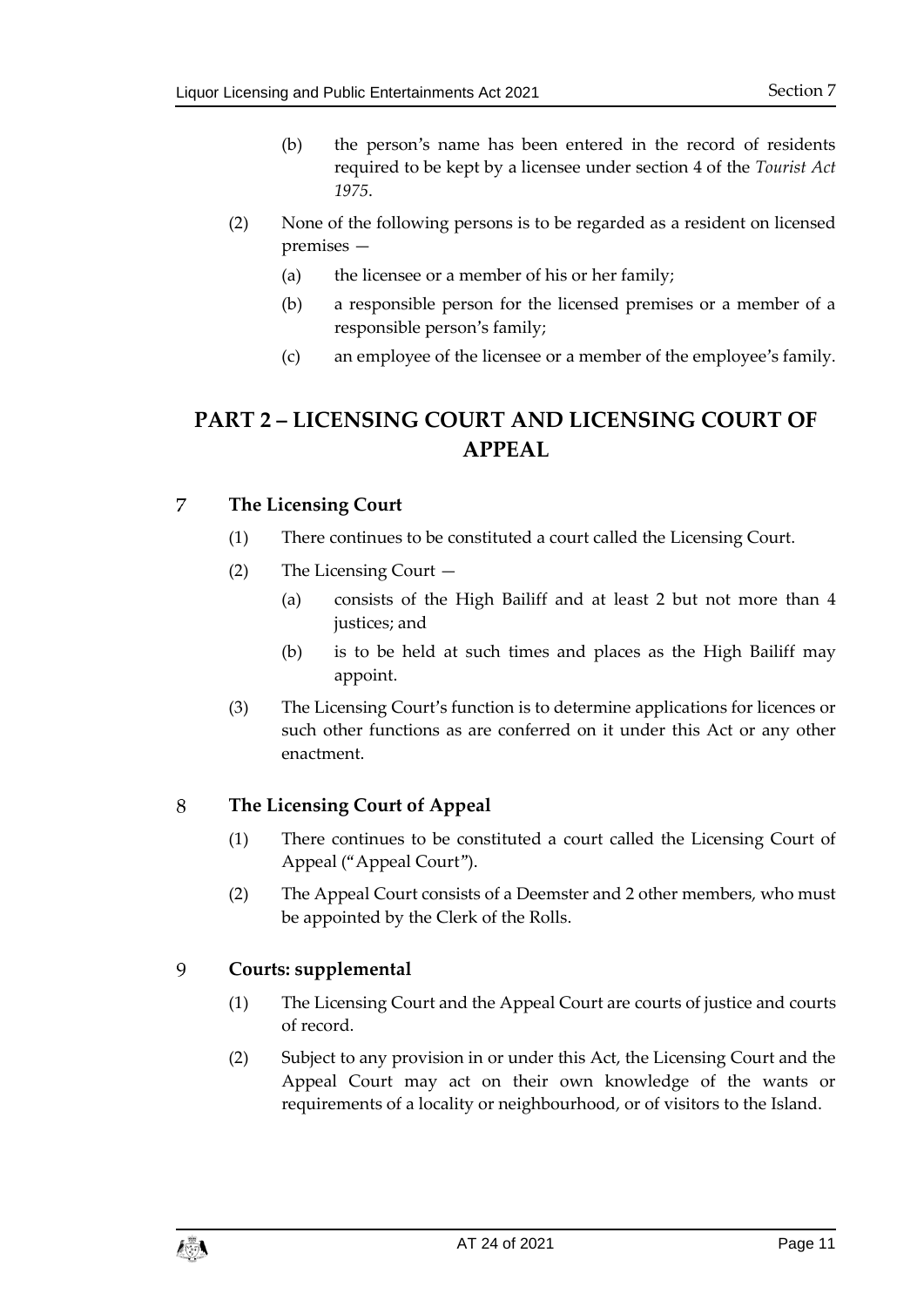(b) the person's name has been entered in the record of residents required to be kept by a licensee under section 4 of the *Tourist Act 1975*.

(2) None of the following persons is to be regarded as a resident on licensed premises —

(a) the licensee or a member of his or her family;

(b) a responsible person for the licensed premises or a member of a responsible person's family;

(c) an employee of the licensee or a member of the employee's family.

# PART 2 – LICENSING COURT AND LICENSING COURT OF APPEAL

## 7 The Licensing Court

(1) There continues to be constituted a court called the Licensing Court.

(2) The Licensing Court —

(a) consists of the High Bailiff and at least 2 but not more than 4 justices; and

(b) is to be held at such times and places as the High Bailiff may appoint.

(3) The Licensing Court's function is to determine applications for licences or such other functions as are conferred on it under this Act or any other enactment.

## 8 The Licensing Court of Appeal

(1) There continues to be constituted a court called the Licensing Court of Appeal ("Appeal Court").

(2) The Appeal Court consists of a Deemster and 2 other members, who must be appointed by the Clerk of the Rolls.

## 9 Courts: supplemental

(1) The Licensing Court and the Appeal Court are courts of justice and courts of record.

(2) Subject to any provision in or under this Act, the Licensing Court and the Appeal Court may act on their own knowledge of the wants or requirements of a locality or neighbourhood, or of visitors to the Island.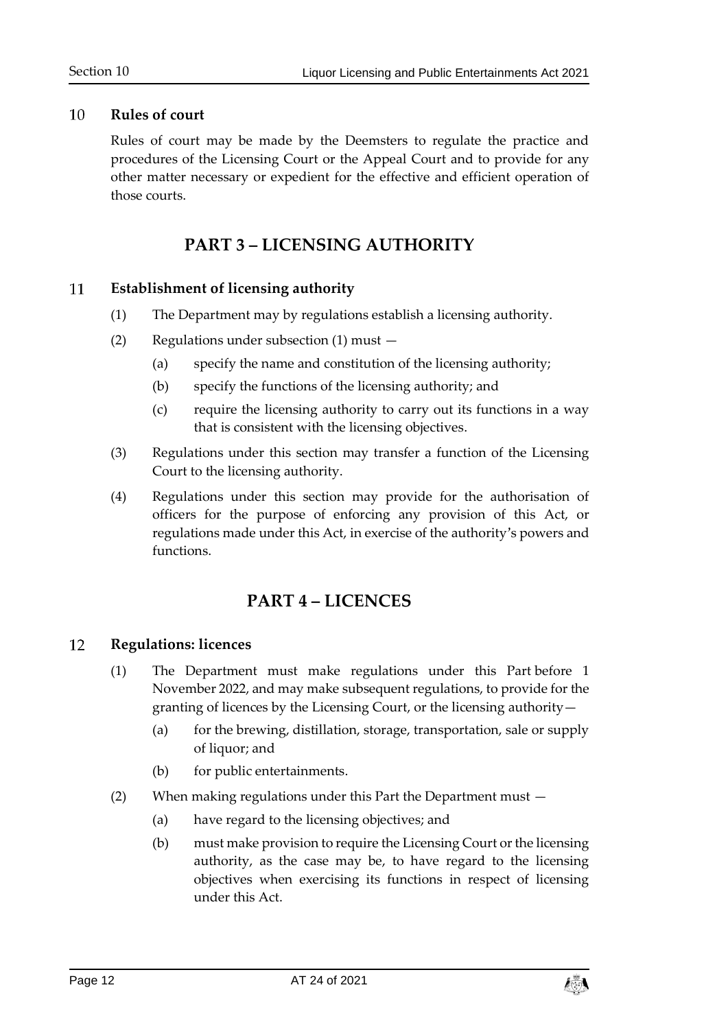### 10 Rules of court

Rules of court may be made by the Deemsters to regulate the practice and procedures of the Licensing Court or the Appeal Court and to provide for any other matter necessary or expedient for the effective and efficient operation of those courts.

## PART 3 – LICENSING AUTHORITY

### 11 Establishment of licensing authority

(1) The Department may by regulations establish a licensing authority.

(2) Regulations under subsection (1) must —

(a) specify the name and constitution of the licensing authority;

(b) specify the functions of the licensing authority; and

(c) require the licensing authority to carry out its functions in a way that is consistent with the licensing objectives.

(3) Regulations under this section may transfer a function of the Licensing Court to the licensing authority.

(4) Regulations under this section may provide for the authorisation of officers for the purpose of enforcing any provision of this Act, or regulations made under this Act, in exercise of the authority's powers and functions.

## PART 4 – LICENCES

### 12 Regulations: licences

(1) The Department must make regulations under this Part before 1 November 2022, and may make subsequent regulations, to provide for the granting of licences by the Licensing Court, or the licensing authority—

(a) for the brewing, distillation, storage, transportation, sale or supply of liquor; and

(b) for public entertainments.

(2) When making regulations under this Part the Department must —

(a) have regard to the licensing objectives; and

(b) must make provision to require the Licensing Court or the licensing authority, as the case may be, to have regard to the licensing objectives when exercising its functions in respect of licensing under this Act.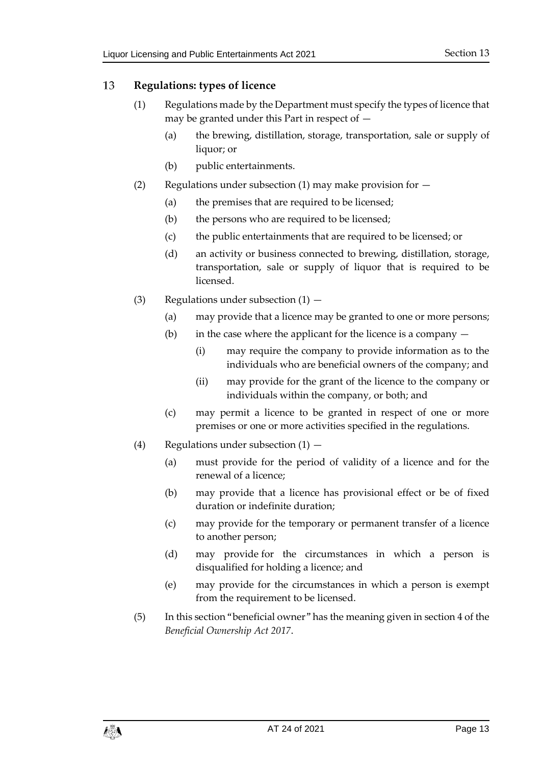## 13 Regulations: types of licence

(1) Regulations made by the Department must specify the types of licence that may be granted under this Part in respect of —

   (a) the brewing, distillation, storage, transportation, sale or supply of liquor; or

   (b) public entertainments.

(2) Regulations under subsection (1) may make provision for —

   (a) the premises that are required to be licensed;

   (b) the persons who are required to be licensed;

   (c) the public entertainments that are required to be licensed; or

   (d) an activity or business connected to brewing, distillation, storage, transportation, sale or supply of liquor that is required to be licensed.

(3) Regulations under subsection (1) —

   (a) may provide that a licence may be granted to one or more persons;

   (b) in the case where the applicant for the licence is a company —

      (i) may require the company to provide information as to the individuals who are beneficial owners of the company; and

      (ii) may provide for the grant of the licence to the company or individuals within the company, or both; and

   (c) may permit a licence to be granted in respect of one or more premises or one or more activities specified in the regulations.

(4) Regulations under subsection (1) —

   (a) must provide for the period of validity of a licence and for the renewal of a licence;

   (b) may provide that a licence has provisional effect or be of fixed duration or indefinite duration;

   (c) may provide for the temporary or permanent transfer of a licence to another person;

   (d) may provide for the circumstances in which a person is disqualified for holding a licence; and

   (e) may provide for the circumstances in which a person is exempt from the requirement to be licensed.

(5) In this section "beneficial owner" has the meaning given in section 4 of the *Beneficial Ownership Act 2017*.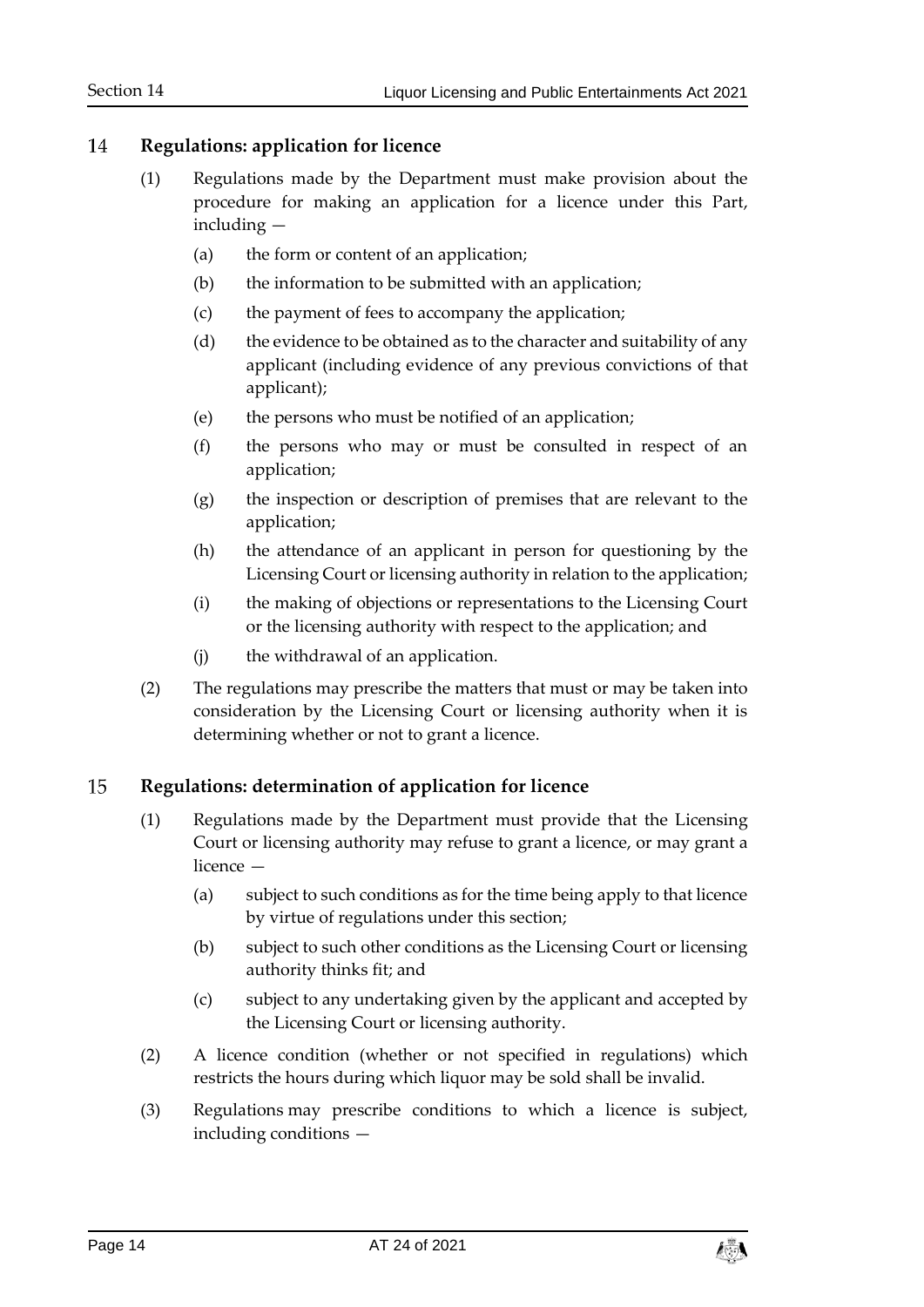## 14 Regulations: application for licence

(1) Regulations made by the Department must make provision about the procedure for making an application for a licence under this Part, including —

   (a) the form or content of an application;

   (b) the information to be submitted with an application;

   (c) the payment of fees to accompany the application;

   (d) the evidence to be obtained as to the character and suitability of any applicant (including evidence of any previous convictions of that applicant);

   (e) the persons who must be notified of an application;

   (f) the persons who may or must be consulted in respect of an application;

   (g) the inspection or description of premises that are relevant to the application;

   (h) the attendance of an applicant in person for questioning by the Licensing Court or licensing authority in relation to the application;

   (i) the making of objections or representations to the Licensing Court or the licensing authority with respect to the application; and

   (j) the withdrawal of an application.

(2) The regulations may prescribe the matters that must or may be taken into consideration by the Licensing Court or licensing authority when it is determining whether or not to grant a licence.

## 15 Regulations: determination of application for licence

(1) Regulations made by the Department must provide that the Licensing Court or licensing authority may refuse to grant a licence, or may grant a licence —

   (a) subject to such conditions as for the time being apply to that licence by virtue of regulations under this section;

   (b) subject to such other conditions as the Licensing Court or licensing authority thinks fit; and

   (c) subject to any undertaking given by the applicant and accepted by the Licensing Court or licensing authority.

(2) A licence condition (whether or not specified in regulations) which restricts the hours during which liquor may be sold shall be invalid.

(3) Regulations may prescribe conditions to which a licence is subject, including conditions —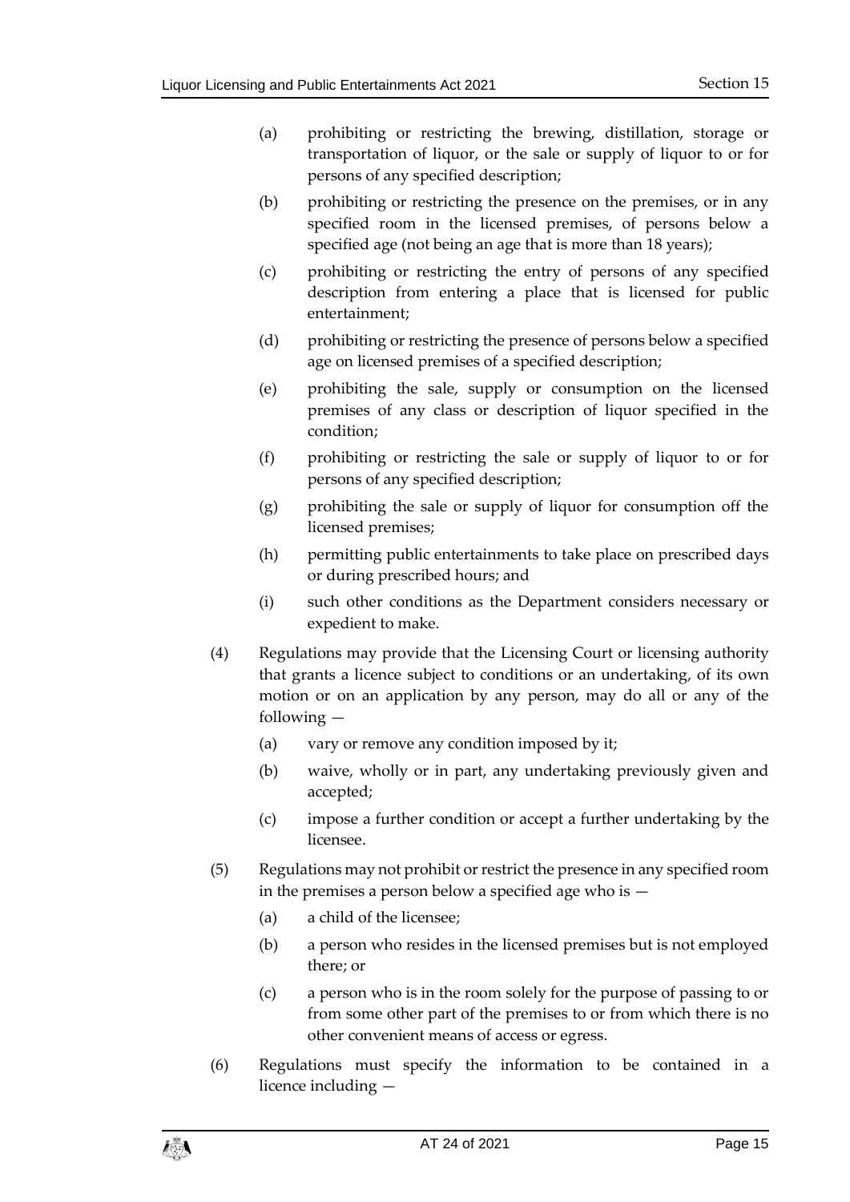(a) prohibiting or restricting the brewing, distillation, storage or transportation of liquor, or the sale or supply of liquor to or for persons of any specified description;

(b) prohibiting or restricting the presence on the premises, or in any specified room in the licensed premises, of persons below a specified age (not being an age that is more than 18 years);

(c) prohibiting or restricting the entry of persons of any specified description from entering a place that is licensed for public entertainment;

(d) prohibiting or restricting the presence of persons below a specified age on licensed premises of a specified description;

(e) prohibiting the sale, supply or consumption on the licensed premises of any class or description of liquor specified in the condition;

(f) prohibiting or restricting the sale or supply of liquor to or for persons of any specified description;

(g) prohibiting the sale or supply of liquor for consumption off the licensed premises;

(h) permitting public entertainments to take place on prescribed days or during prescribed hours; and

(i) such other conditions as the Department considers necessary or expedient to make.

(4) Regulations may provide that the Licensing Court or licensing authority that grants a licence subject to conditions or an undertaking, of its own motion or on an application by any person, may do all or any of the following —

(a) vary or remove any condition imposed by it;

(b) waive, wholly or in part, any undertaking previously given and accepted;

(c) impose a further condition or accept a further undertaking by the licensee.

(5) Regulations may not prohibit or restrict the presence in any specified room in the premises a person below a specified age who is —

(a) a child of the licensee;

(b) a person who resides in the licensed premises but is not employed there; or

(c) a person who is in the room solely for the purpose of passing to or from some other part of the premises to or from which there is no other convenient means of access or egress.

(6) Regulations must specify the information to be contained in a licence including —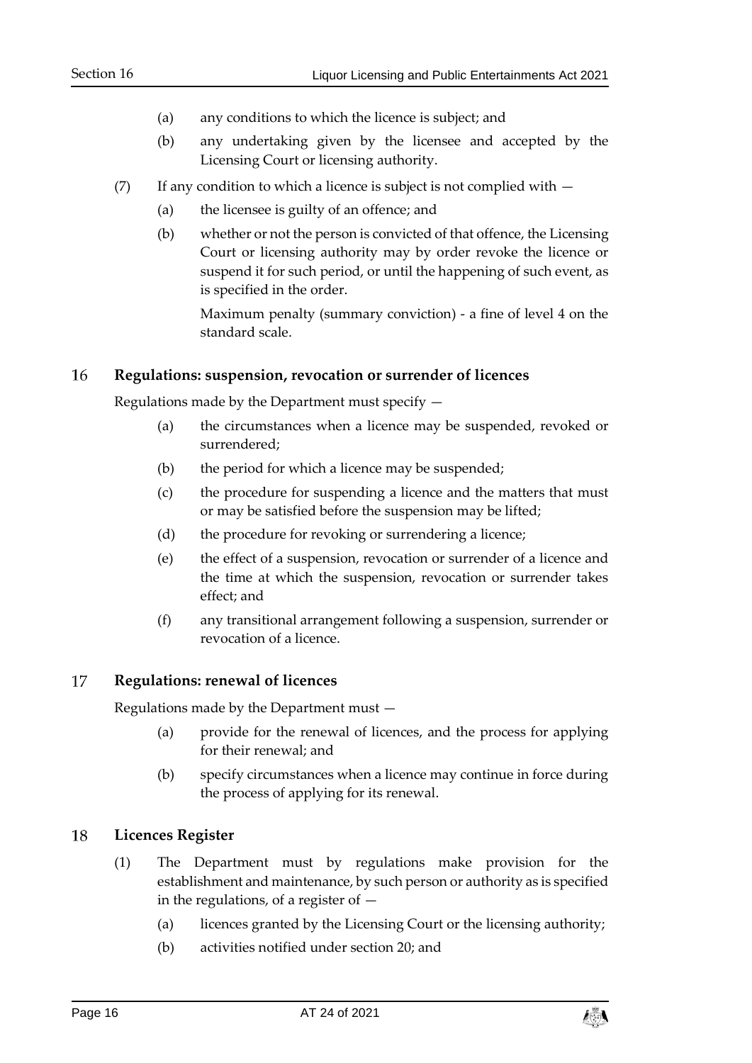(a) any conditions to which the licence is subject; and

(b) any undertaking given by the licensee and accepted by the Licensing Court or licensing authority.

(7) If any condition to which a licence is subject is not complied with —

(a) the licensee is guilty of an offence; and

(b) whether or not the person is convicted of that offence, the Licensing Court or licensing authority may by order revoke the licence or suspend it for such period, or until the happening of such event, as is specified in the order.

Maximum penalty (summary conviction) - a fine of level 4 on the standard scale.

## 16 Regulations: suspension, revocation or surrender of licences

Regulations made by the Department must specify —

(a) the circumstances when a licence may be suspended, revoked or surrendered;

(b) the period for which a licence may be suspended;

(c) the procedure for suspending a licence and the matters that must or may be satisfied before the suspension may be lifted;

(d) the procedure for revoking or surrendering a licence;

(e) the effect of a suspension, revocation or surrender of a licence and the time at which the suspension, revocation or surrender takes effect; and

(f) any transitional arrangement following a suspension, surrender or revocation of a licence.

## 17 Regulations: renewal of licences

Regulations made by the Department must —

(a) provide for the renewal of licences, and the process for applying for their renewal; and

(b) specify circumstances when a licence may continue in force during the process of applying for its renewal.

## 18 Licences Register

(1) The Department must by regulations make provision for the establishment and maintenance, by such person or authority as is specified in the regulations, of a register of —

(a) licences granted by the Licensing Court or the licensing authority;

(b) activities notified under section 20; and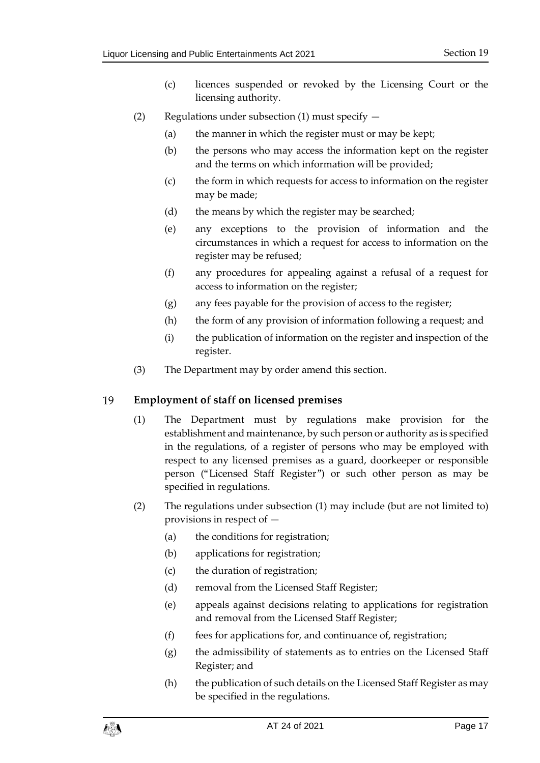(c) licences suspended or revoked by the Licensing Court or the licensing authority.

(2) Regulations under subsection (1) must specify —

(a) the manner in which the register must or may be kept;

(b) the persons who may access the information kept on the register and the terms on which information will be provided;

(c) the form in which requests for access to information on the register may be made;

(d) the means by which the register may be searched;

(e) any exceptions to the provision of information and the circumstances in which a request for access to information on the register may be refused;

(f) any procedures for appealing against a refusal of a request for access to information on the register;

(g) any fees payable for the provision of access to the register;

(h) the form of any provision of information following a request; and

(i) the publication of information on the register and inspection of the register.

(3) The Department may by order amend this section.

## 19 Employment of staff on licensed premises

(1) The Department must by regulations make provision for the establishment and maintenance, by such person or authority as is specified in the regulations, of a register of persons who may be employed with respect to any licensed premises as a guard, doorkeeper or responsible person ("Licensed Staff Register") or such other person as may be specified in regulations.

(2) The regulations under subsection (1) may include (but are not limited to) provisions in respect of —

(a) the conditions for registration;

(b) applications for registration;

(c) the duration of registration;

(d) removal from the Licensed Staff Register;

(e) appeals against decisions relating to applications for registration and removal from the Licensed Staff Register;

(f) fees for applications for, and continuance of, registration;

(g) the admissibility of statements as to entries on the Licensed Staff Register; and

(h) the publication of such details on the Licensed Staff Register as may be specified in the regulations.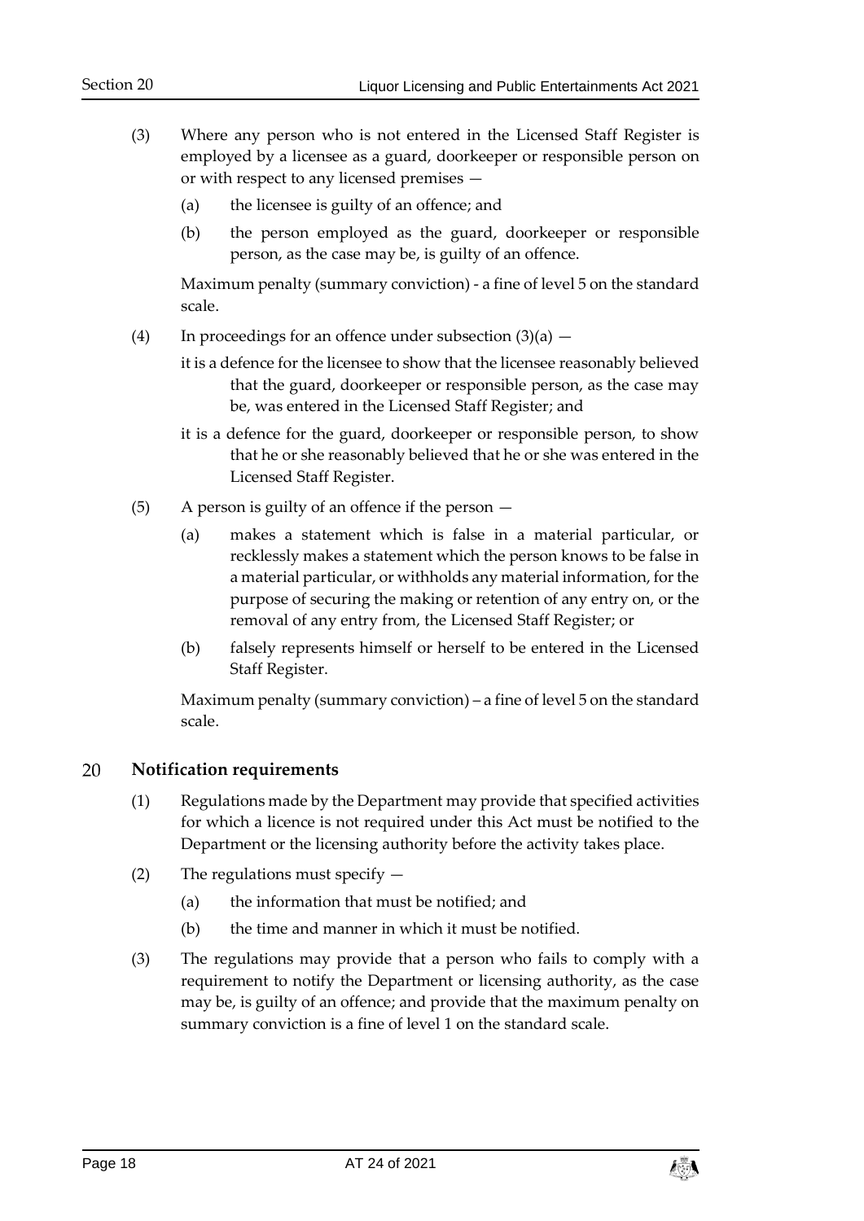(3) Where any person who is not entered in the Licensed Staff Register is employed by a licensee as a guard, doorkeeper or responsible person on or with respect to any licensed premises —

   (a) the licensee is guilty of an offence; and

   (b) the person employed as the guard, doorkeeper or responsible person, as the case may be, is guilty of an offence.

   Maximum penalty (summary conviction) - a fine of level 5 on the standard scale.

(4) In proceedings for an offence under subsection (3)(a) —

   it is a defence for the licensee to show that the licensee reasonably believed that the guard, doorkeeper or responsible person, as the case may be, was entered in the Licensed Staff Register; and

   it is a defence for the guard, doorkeeper or responsible person, to show that he or she reasonably believed that he or she was entered in the Licensed Staff Register.

(5) A person is guilty of an offence if the person —

   (a) makes a statement which is false in a material particular, or recklessly makes a statement which the person knows to be false in a material particular, or withholds any material information, for the purpose of securing the making or retention of any entry on, or the removal of any entry from, the Licensed Staff Register; or

   (b) falsely represents himself or herself to be entered in the Licensed Staff Register.

   Maximum penalty (summary conviction) – a fine of level 5 on the standard scale.

## 20 Notification requirements

(1) Regulations made by the Department may provide that specified activities for which a licence is not required under this Act must be notified to the Department or the licensing authority before the activity takes place.

(2) The regulations must specify —

   (a) the information that must be notified; and

   (b) the time and manner in which it must be notified.

(3) The regulations may provide that a person who fails to comply with a requirement to notify the Department or licensing authority, as the case may be, is guilty of an offence; and provide that the maximum penalty on summary conviction is a fine of level 1 on the standard scale.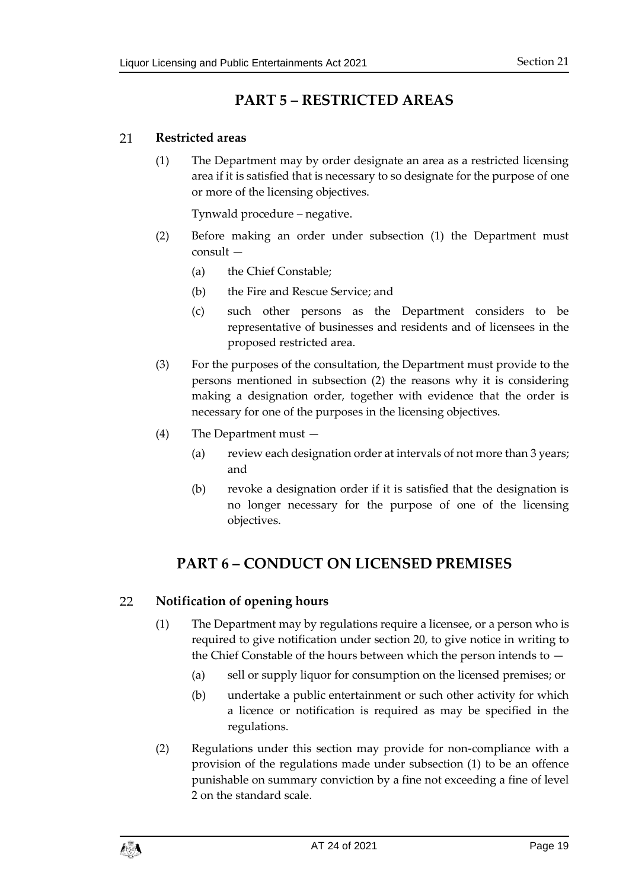# PART 5 – RESTRICTED AREAS

## 21 Restricted areas

(1) The Department may by order designate an area as a restricted licensing area if it is satisfied that is necessary to so designate for the purpose of one or more of the licensing objectives.

Tynwald procedure – negative.

(2) Before making an order under subsection (1) the Department must consult —

(a) the Chief Constable;

(b) the Fire and Rescue Service; and

(c) such other persons as the Department considers to be representative of businesses and residents and of licensees in the proposed restricted area.

(3) For the purposes of the consultation, the Department must provide to the persons mentioned in subsection (2) the reasons why it is considering making a designation order, together with evidence that the order is necessary for one of the purposes in the licensing objectives.

(4) The Department must —

(a) review each designation order at intervals of not more than 3 years; and

(b) revoke a designation order if it is satisfied that the designation is no longer necessary for the purpose of one of the licensing objectives.

# PART 6 – CONDUCT ON LICENSED PREMISES

## 22 Notification of opening hours

(1) The Department may by regulations require a licensee, or a person who is required to give notification under section 20, to give notice in writing to the Chief Constable of the hours between which the person intends to —

(a) sell or supply liquor for consumption on the licensed premises; or

(b) undertake a public entertainment or such other activity for which a licence or notification is required as may be specified in the regulations.

(2) Regulations under this section may provide for non-compliance with a provision of the regulations made under subsection (1) to be an offence punishable on summary conviction by a fine not exceeding a fine of level 2 on the standard scale.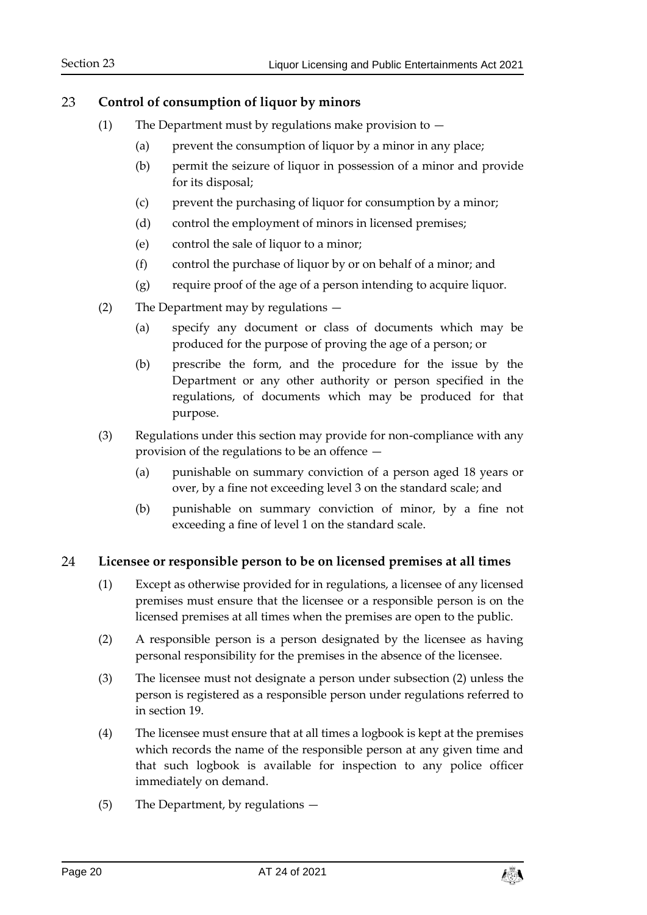## 23 Control of consumption of liquor by minors

(1) The Department must by regulations make provision to —

(a) prevent the consumption of liquor by a minor in any place;

(b) permit the seizure of liquor in possession of a minor and provide for its disposal;

(c) prevent the purchasing of liquor for consumption by a minor;

(d) control the employment of minors in licensed premises;

(e) control the sale of liquor to a minor;

(f) control the purchase of liquor by or on behalf of a minor; and

(g) require proof of the age of a person intending to acquire liquor.

(2) The Department may by regulations —

(a) specify any document or class of documents which may be produced for the purpose of proving the age of a person; or

(b) prescribe the form, and the procedure for the issue by the Department or any other authority or person specified in the regulations, of documents which may be produced for that purpose.

(3) Regulations under this section may provide for non-compliance with any provision of the regulations to be an offence —

(a) punishable on summary conviction of a person aged 18 years or over, by a fine not exceeding level 3 on the standard scale; and

(b) punishable on summary conviction of minor, by a fine not exceeding a fine of level 1 on the standard scale.

## 24 Licensee or responsible person to be on licensed premises at all times

(1) Except as otherwise provided for in regulations, a licensee of any licensed premises must ensure that the licensee or a responsible person is on the licensed premises at all times when the premises are open to the public.

(2) A responsible person is a person designated by the licensee as having personal responsibility for the premises in the absence of the licensee.

(3) The licensee must not designate a person under subsection (2) unless the person is registered as a responsible person under regulations referred to in section 19.

(4) The licensee must ensure that at all times a logbook is kept at the premises which records the name of the responsible person at any given time and that such logbook is available for inspection to any police officer immediately on demand.

(5) The Department, by regulations —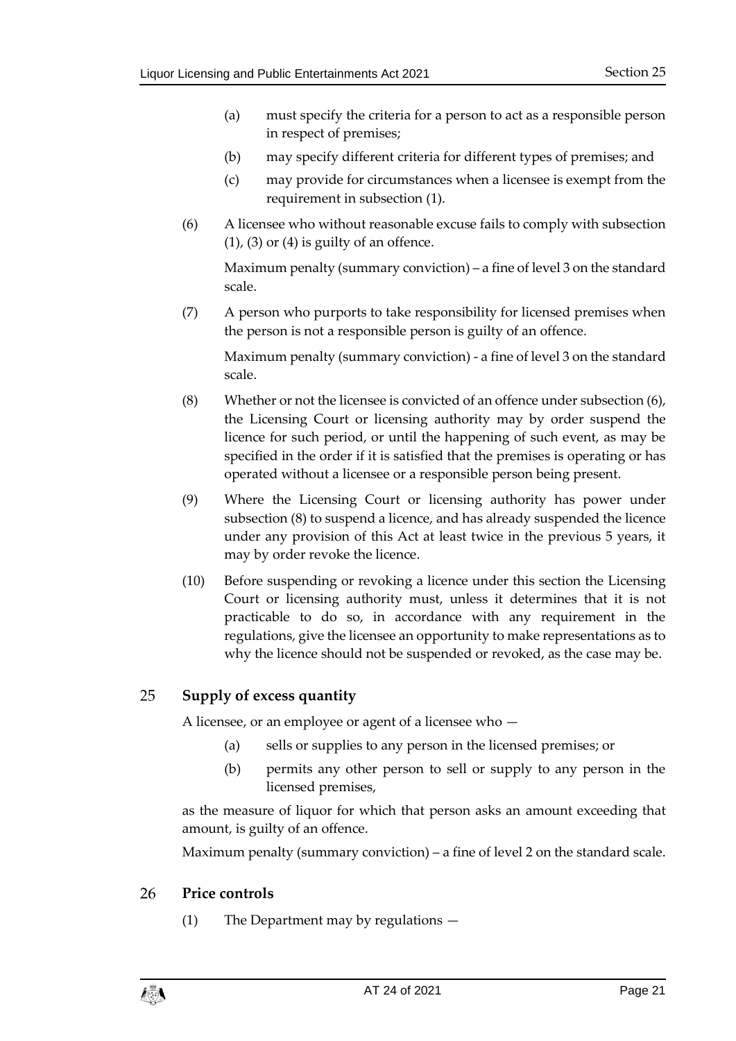(a) must specify the criteria for a person to act as a responsible person in respect of premises;

(b) may specify different criteria for different types of premises; and

(c) may provide for circumstances when a licensee is exempt from the requirement in subsection (1).

(6) A licensee who without reasonable excuse fails to comply with subsection (1), (3) or (4) is guilty of an offence.

Maximum penalty (summary conviction) – a fine of level 3 on the standard scale.

(7) A person who purports to take responsibility for licensed premises when the person is not a responsible person is guilty of an offence.

Maximum penalty (summary conviction) - a fine of level 3 on the standard scale.

(8) Whether or not the licensee is convicted of an offence under subsection (6), the Licensing Court or licensing authority may by order suspend the licence for such period, or until the happening of such event, as may be specified in the order if it is satisfied that the premises is operating or has operated without a licensee or a responsible person being present.

(9) Where the Licensing Court or licensing authority has power under subsection (8) to suspend a licence, and has already suspended the licence under any provision of this Act at least twice in the previous 5 years, it may by order revoke the licence.

(10) Before suspending or revoking a licence under this section the Licensing Court or licensing authority must, unless it determines that it is not practicable to do so, in accordance with any requirement in the regulations, give the licensee an opportunity to make representations as to why the licence should not be suspended or revoked, as the case may be.

## 25 Supply of excess quantity

A licensee, or an employee or agent of a licensee who —

(a) sells or supplies to any person in the licensed premises; or

(b) permits any other person to sell or supply to any person in the licensed premises,

as the measure of liquor for which that person asks an amount exceeding that amount, is guilty of an offence.

Maximum penalty (summary conviction) – a fine of level 2 on the standard scale.

## 26 Price controls

(1) The Department may by regulations —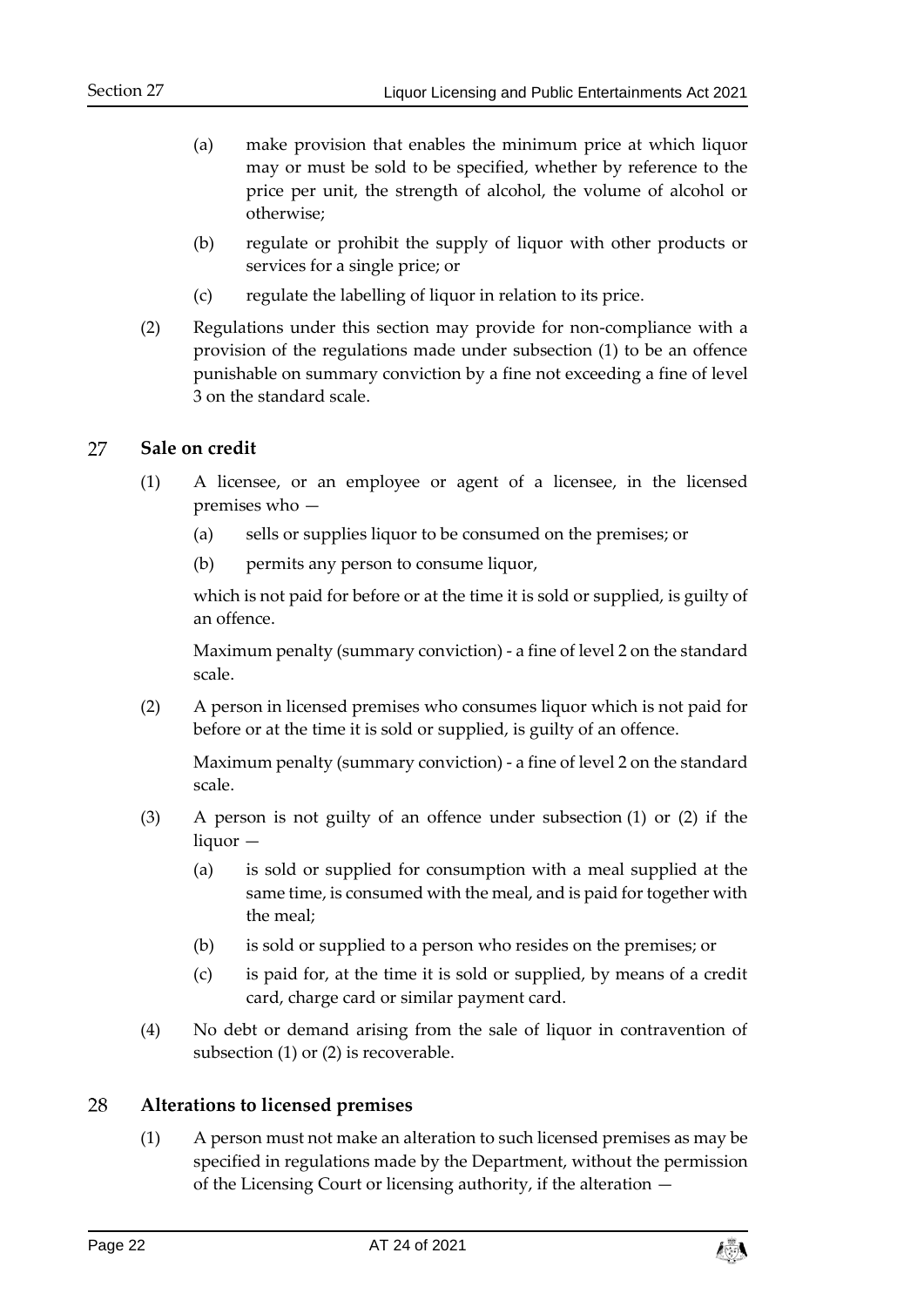(a) make provision that enables the minimum price at which liquor may or must be sold to be specified, whether by reference to the price per unit, the strength of alcohol, the volume of alcohol or otherwise;

(b) regulate or prohibit the supply of liquor with other products or services for a single price; or

(c) regulate the labelling of liquor in relation to its price.

(2) Regulations under this section may provide for non-compliance with a provision of the regulations made under subsection (1) to be an offence punishable on summary conviction by a fine not exceeding a fine of level 3 on the standard scale.

## 27 Sale on credit

(1) A licensee, or an employee or agent of a licensee, in the licensed premises who —

(a) sells or supplies liquor to be consumed on the premises; or

(b) permits any person to consume liquor,

which is not paid for before or at the time it is sold or supplied, is guilty of an offence.

Maximum penalty (summary conviction) - a fine of level 2 on the standard scale.

(2) A person in licensed premises who consumes liquor which is not paid for before or at the time it is sold or supplied, is guilty of an offence.

Maximum penalty (summary conviction) - a fine of level 2 on the standard scale.

(3) A person is not guilty of an offence under subsection (1) or (2) if the liquor —

(a) is sold or supplied for consumption with a meal supplied at the same time, is consumed with the meal, and is paid for together with the meal;

(b) is sold or supplied to a person who resides on the premises; or

(c) is paid for, at the time it is sold or supplied, by means of a credit card, charge card or similar payment card.

(4) No debt or demand arising from the sale of liquor in contravention of subsection (1) or (2) is recoverable.

## 28 Alterations to licensed premises

(1) A person must not make an alteration to such licensed premises as may be specified in regulations made by the Department, without the permission of the Licensing Court or licensing authority, if the alteration —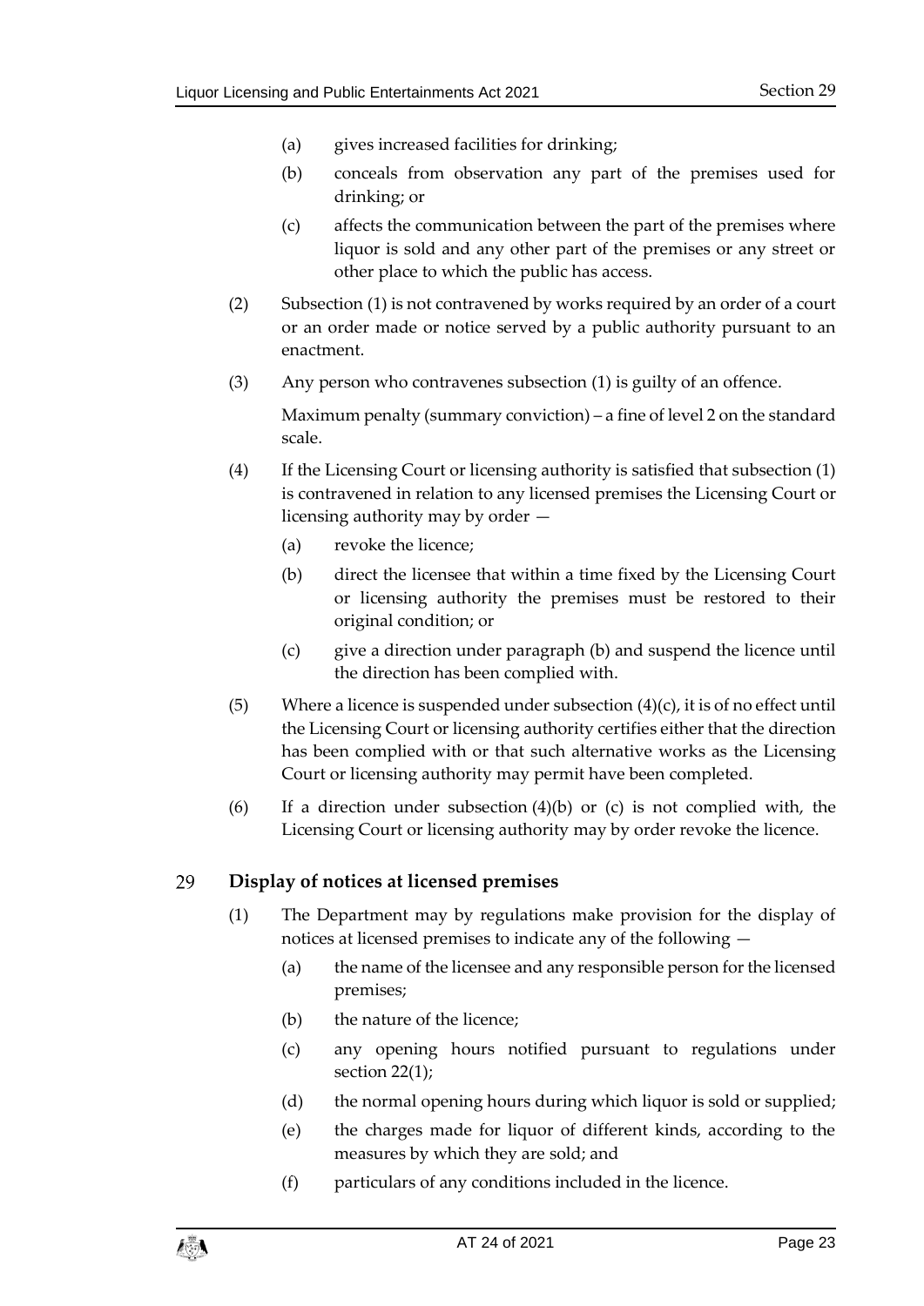(a) gives increased facilities for drinking;

(b) conceals from observation any part of the premises used for drinking; or

(c) affects the communication between the part of the premises where liquor is sold and any other part of the premises or any street or other place to which the public has access.

(2) Subsection (1) is not contravened by works required by an order of a court or an order made or notice served by a public authority pursuant to an enactment.

(3) Any person who contravenes subsection (1) is guilty of an offence.

Maximum penalty (summary conviction) – a fine of level 2 on the standard scale.

(4) If the Licensing Court or licensing authority is satisfied that subsection (1) is contravened in relation to any licensed premises the Licensing Court or licensing authority may by order —

(a) revoke the licence;

(b) direct the licensee that within a time fixed by the Licensing Court or licensing authority the premises must be restored to their original condition; or

(c) give a direction under paragraph (b) and suspend the licence until the direction has been complied with.

(5) Where a licence is suspended under subsection (4)(c), it is of no effect until the Licensing Court or licensing authority certifies either that the direction has been complied with or that such alternative works as the Licensing Court or licensing authority may permit have been completed.

(6) If a direction under subsection (4)(b) or (c) is not complied with, the Licensing Court or licensing authority may by order revoke the licence.

## 29 Display of notices at licensed premises

(1) The Department may by regulations make provision for the display of notices at licensed premises to indicate any of the following —

(a) the name of the licensee and any responsible person for the licensed premises;

(b) the nature of the licence;

(c) any opening hours notified pursuant to regulations under section 22(1);

(d) the normal opening hours during which liquor is sold or supplied;

(e) the charges made for liquor of different kinds, according to the measures by which they are sold; and

(f) particulars of any conditions included in the licence.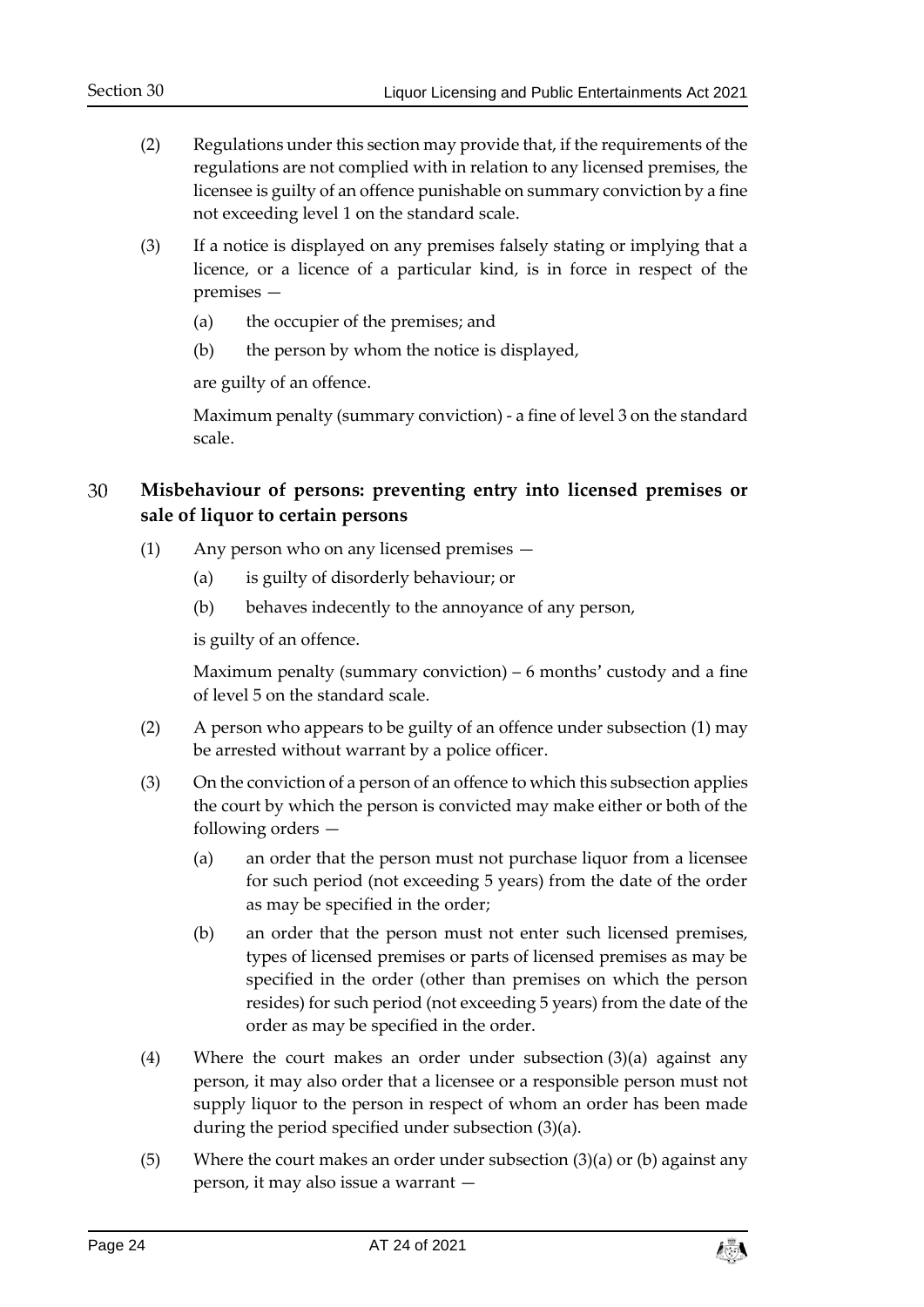(2) Regulations under this section may provide that, if the requirements of the regulations are not complied with in relation to any licensed premises, the licensee is guilty of an offence punishable on summary conviction by a fine not exceeding level 1 on the standard scale.

(3) If a notice is displayed on any premises falsely stating or implying that a licence, or a licence of a particular kind, is in force in respect of the premises —

(a) the occupier of the premises; and

(b) the person by whom the notice is displayed,

are guilty of an offence.

Maximum penalty (summary conviction) - a fine of level 3 on the standard scale.

## 30 Misbehaviour of persons: preventing entry into licensed premises or sale of liquor to certain persons

(1) Any person who on any licensed premises —

(a) is guilty of disorderly behaviour; or

(b) behaves indecently to the annoyance of any person,

is guilty of an offence.

Maximum penalty (summary conviction) – 6 months' custody and a fine of level 5 on the standard scale.

(2) A person who appears to be guilty of an offence under subsection (1) may be arrested without warrant by a police officer.

(3) On the conviction of a person of an offence to which this subsection applies the court by which the person is convicted may make either or both of the following orders —

(a) an order that the person must not purchase liquor from a licensee for such period (not exceeding 5 years) from the date of the order as may be specified in the order;

(b) an order that the person must not enter such licensed premises, types of licensed premises or parts of licensed premises as may be specified in the order (other than premises on which the person resides) for such period (not exceeding 5 years) from the date of the order as may be specified in the order.

(4) Where the court makes an order under subsection (3)(a) against any person, it may also order that a licensee or a responsible person must not supply liquor to the person in respect of whom an order has been made during the period specified under subsection (3)(a).

(5) Where the court makes an order under subsection (3)(a) or (b) against any person, it may also issue a warrant —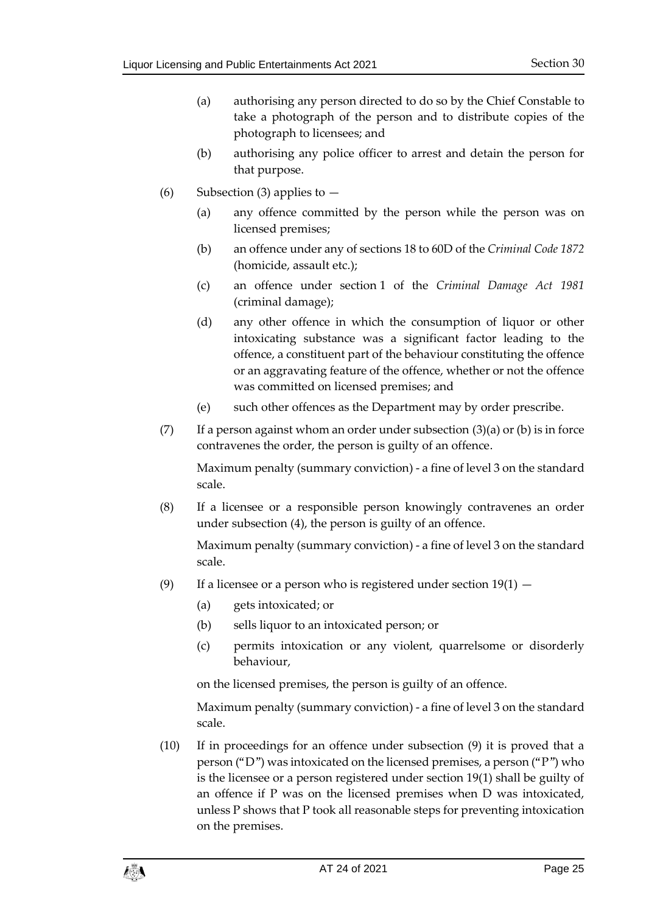(a) authorising any person directed to do so by the Chief Constable to take a photograph of the person and to distribute copies of the photograph to licensees; and

(b) authorising any police officer to arrest and detain the person for that purpose.

(6) Subsection (3) applies to —

(a) any offence committed by the person while the person was on licensed premises;

(b) an offence under any of sections 18 to 60D of the *Criminal Code 1872* (homicide, assault etc.);

(c) an offence under section 1 of the *Criminal Damage Act 1981* (criminal damage);

(d) any other offence in which the consumption of liquor or other intoxicating substance was a significant factor leading to the offence, a constituent part of the behaviour constituting the offence or an aggravating feature of the offence, whether or not the offence was committed on licensed premises; and

(e) such other offences as the Department may by order prescribe.

(7) If a person against whom an order under subsection (3)(a) or (b) is in force contravenes the order, the person is guilty of an offence.

Maximum penalty (summary conviction) - a fine of level 3 on the standard scale.

(8) If a licensee or a responsible person knowingly contravenes an order under subsection (4), the person is guilty of an offence.

Maximum penalty (summary conviction) - a fine of level 3 on the standard scale.

(9) If a licensee or a person who is registered under section 19(1) —

(a) gets intoxicated; or

(b) sells liquor to an intoxicated person; or

(c) permits intoxication or any violent, quarrelsome or disorderly behaviour,

on the licensed premises, the person is guilty of an offence.

Maximum penalty (summary conviction) - a fine of level 3 on the standard scale.

(10) If in proceedings for an offence under subsection (9) it is proved that a person ("D") was intoxicated on the licensed premises, a person ("P") who is the licensee or a person registered under section 19(1) shall be guilty of an offence if P was on the licensed premises when D was intoxicated, unless P shows that P took all reasonable steps for preventing intoxication on the premises.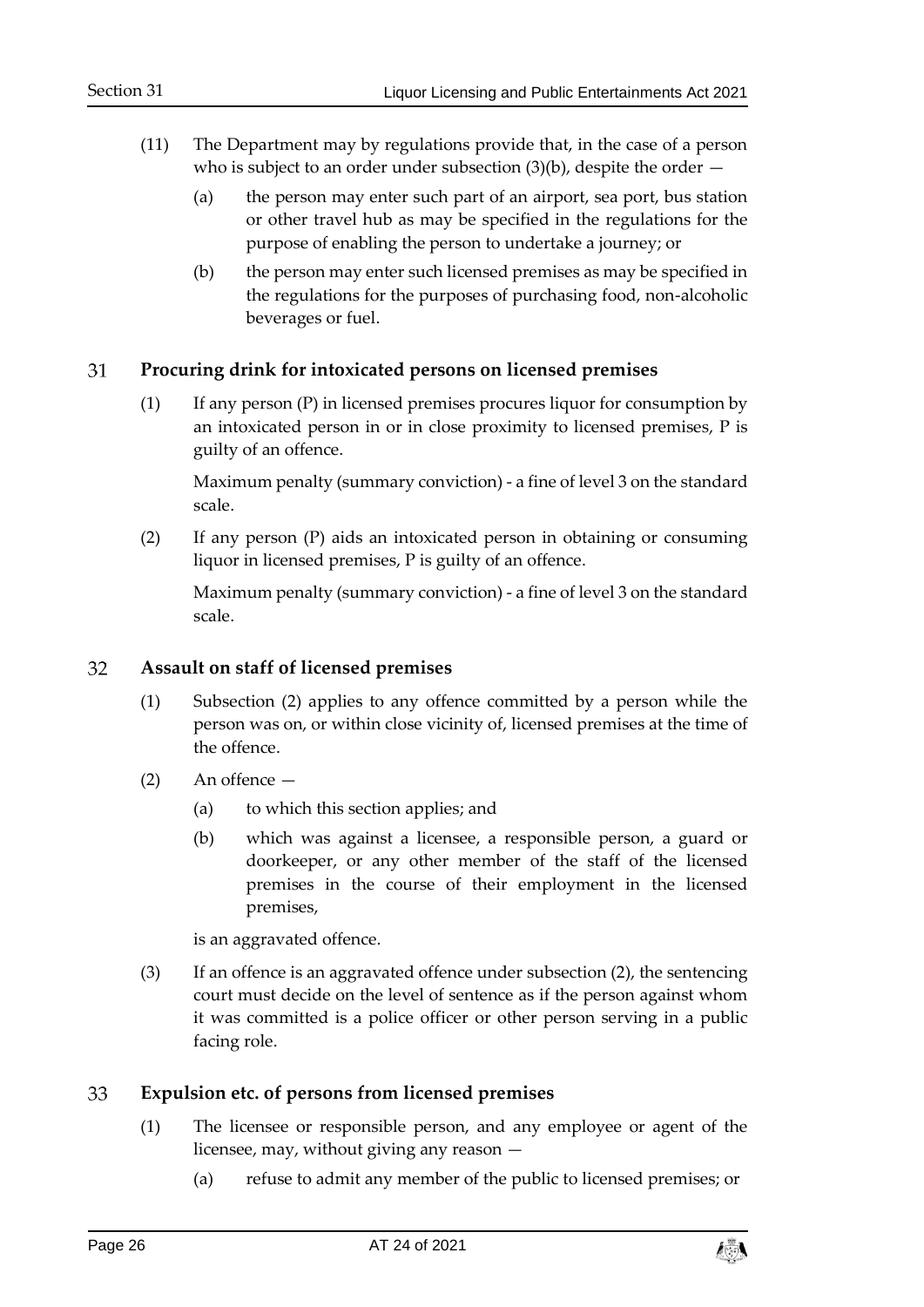(11) The Department may by regulations provide that, in the case of a person who is subject to an order under subsection (3)(b), despite the order —

(a) the person may enter such part of an airport, sea port, bus station or other travel hub as may be specified in the regulations for the purpose of enabling the person to undertake a journey; or

(b) the person may enter such licensed premises as may be specified in the regulations for the purposes of purchasing food, non-alcoholic beverages or fuel.

## 31 Procuring drink for intoxicated persons on licensed premises

(1) If any person (P) in licensed premises procures liquor for consumption by an intoxicated person in or in close proximity to licensed premises, P is guilty of an offence.

Maximum penalty (summary conviction) - a fine of level 3 on the standard scale.

(2) If any person (P) aids an intoxicated person in obtaining or consuming liquor in licensed premises, P is guilty of an offence.

Maximum penalty (summary conviction) - a fine of level 3 on the standard scale.

## 32 Assault on staff of licensed premises

(1) Subsection (2) applies to any offence committed by a person while the person was on, or within close vicinity of, licensed premises at the time of the offence.

(2) An offence —

(a) to which this section applies; and

(b) which was against a licensee, a responsible person, a guard or doorkeeper, or any other member of the staff of the licensed premises in the course of their employment in the licensed premises,

is an aggravated offence.

(3) If an offence is an aggravated offence under subsection (2), the sentencing court must decide on the level of sentence as if the person against whom it was committed is a police officer or other person serving in a public facing role.

## 33 Expulsion etc. of persons from licensed premises

(1) The licensee or responsible person, and any employee or agent of the licensee, may, without giving any reason —

(a) refuse to admit any member of the public to licensed premises; or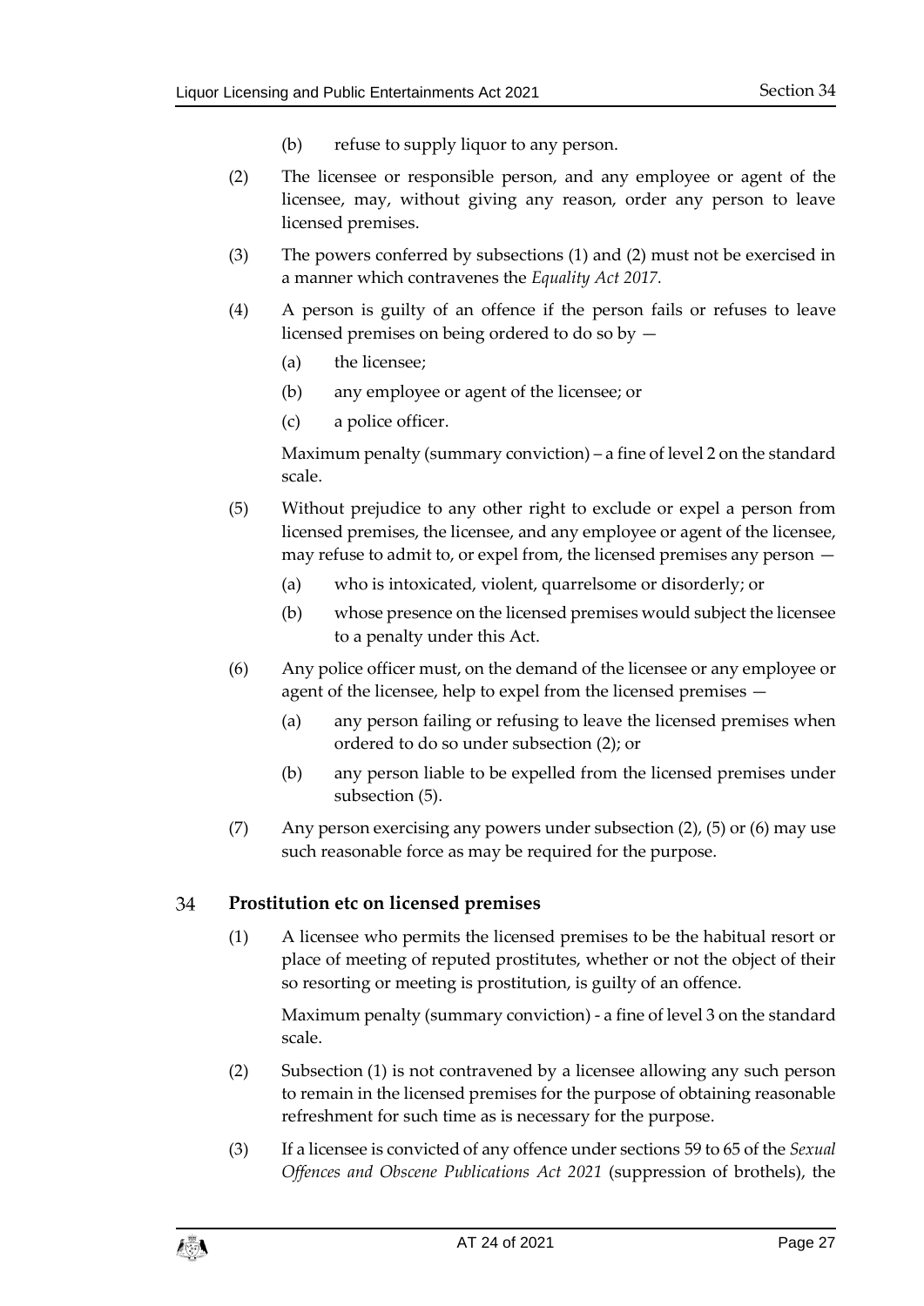(b) refuse to supply liquor to any person.

(2) The licensee or responsible person, and any employee or agent of the licensee, may, without giving any reason, order any person to leave licensed premises.

(3) The powers conferred by subsections (1) and (2) must not be exercised in a manner which contravenes the *Equality Act 2017*.

(4) A person is guilty of an offence if the person fails or refuses to leave licensed premises on being ordered to do so by —

(a) the licensee;

(b) any employee or agent of the licensee; or

(c) a police officer.

Maximum penalty (summary conviction) – a fine of level 2 on the standard scale.

(5) Without prejudice to any other right to exclude or expel a person from licensed premises, the licensee, and any employee or agent of the licensee, may refuse to admit to, or expel from, the licensed premises any person —

(a) who is intoxicated, violent, quarrelsome or disorderly; or

(b) whose presence on the licensed premises would subject the licensee to a penalty under this Act.

(6) Any police officer must, on the demand of the licensee or any employee or agent of the licensee, help to expel from the licensed premises —

(a) any person failing or refusing to leave the licensed premises when ordered to do so under subsection (2); or

(b) any person liable to be expelled from the licensed premises under subsection (5).

(7) Any person exercising any powers under subsection (2), (5) or (6) may use such reasonable force as may be required for the purpose.

## 34 Prostitution etc on licensed premises

(1) A licensee who permits the licensed premises to be the habitual resort or place of meeting of reputed prostitutes, whether or not the object of their so resorting or meeting is prostitution, is guilty of an offence.

Maximum penalty (summary conviction) - a fine of level 3 on the standard scale.

(2) Subsection (1) is not contravened by a licensee allowing any such person to remain in the licensed premises for the purpose of obtaining reasonable refreshment for such time as is necessary for the purpose.

(3) If a licensee is convicted of any offence under sections 59 to 65 of the *Sexual Offences and Obscene Publications Act 2021* (suppression of brothels), the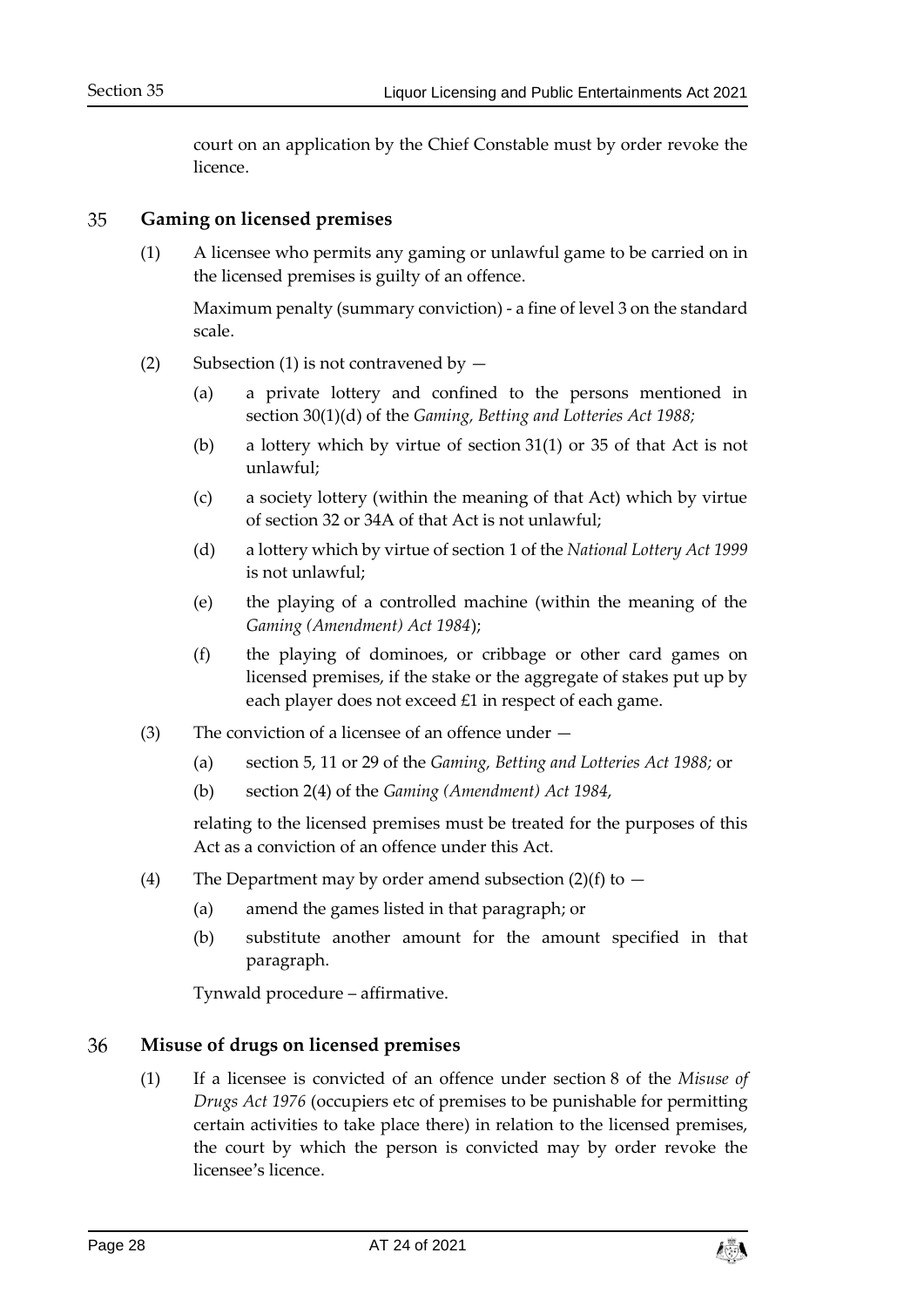court on an application by the Chief Constable must by order revoke the licence.

## 35 Gaming on licensed premises

(1) A licensee who permits any gaming or unlawful game to be carried on in the licensed premises is guilty of an offence.

Maximum penalty (summary conviction) - a fine of level 3 on the standard scale.

(2) Subsection (1) is not contravened by —

(a) a private lottery and confined to the persons mentioned in section 30(1)(d) of the *Gaming, Betting and Lotteries Act 1988;*

(b) a lottery which by virtue of section 31(1) or 35 of that Act is not unlawful;

(c) a society lottery (within the meaning of that Act) which by virtue of section 32 or 34A of that Act is not unlawful;

(d) a lottery which by virtue of section 1 of the *National Lottery Act 1999* is not unlawful;

(e) the playing of a controlled machine (within the meaning of the *Gaming (Amendment) Act 1984*);

(f) the playing of dominoes, or cribbage or other card games on licensed premises, if the stake or the aggregate of stakes put up by each player does not exceed £1 in respect of each game.

(3) The conviction of a licensee of an offence under —

(a) section 5, 11 or 29 of the *Gaming, Betting and Lotteries Act 1988;* or

(b) section 2(4) of the *Gaming (Amendment) Act 1984*,

relating to the licensed premises must be treated for the purposes of this Act as a conviction of an offence under this Act.

(4) The Department may by order amend subsection (2)(f) to —

(a) amend the games listed in that paragraph; or

(b) substitute another amount for the amount specified in that paragraph.

Tynwald procedure – affirmative.

## 36 Misuse of drugs on licensed premises

(1) If a licensee is convicted of an offence under section 8 of the *Misuse of Drugs Act 1976* (occupiers etc of premises to be punishable for permitting certain activities to take place there) in relation to the licensed premises, the court by which the person is convicted may by order revoke the licensee's licence.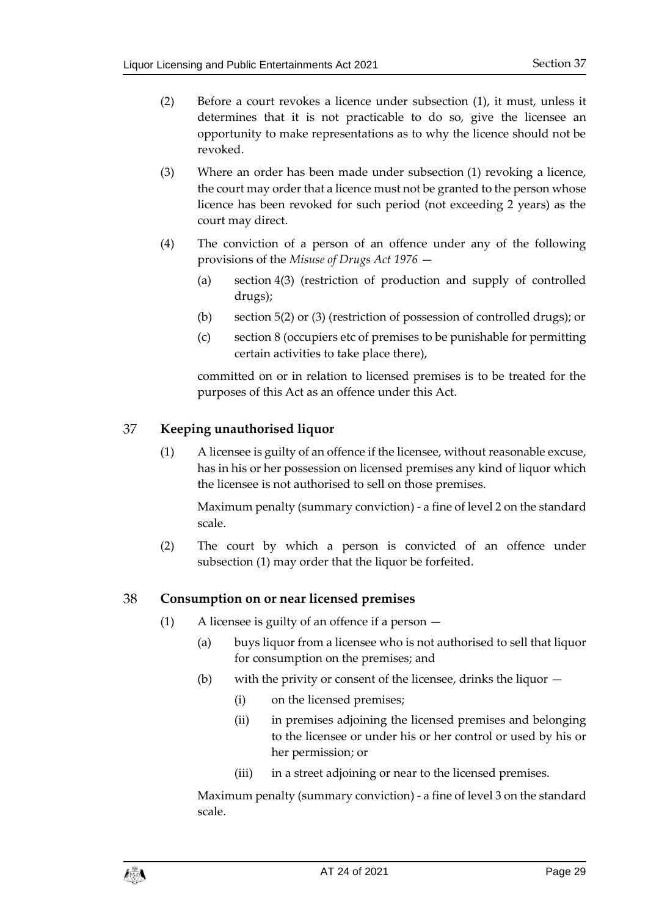(2) Before a court revokes a licence under subsection (1), it must, unless it determines that it is not practicable to do so, give the licensee an opportunity to make representations as to why the licence should not be revoked.

(3) Where an order has been made under subsection (1) revoking a licence, the court may order that a licence must not be granted to the person whose licence has been revoked for such period (not exceeding 2 years) as the court may direct.

(4) The conviction of a person of an offence under any of the following provisions of the *Misuse of Drugs Act 1976* —

(a) section 4(3) (restriction of production and supply of controlled drugs);

(b) section 5(2) or (3) (restriction of possession of controlled drugs); or

(c) section 8 (occupiers etc of premises to be punishable for permitting certain activities to take place there),

committed on or in relation to licensed premises is to be treated for the purposes of this Act as an offence under this Act.

## 37 Keeping unauthorised liquor

(1) A licensee is guilty of an offence if the licensee, without reasonable excuse, has in his or her possession on licensed premises any kind of liquor which the licensee is not authorised to sell on those premises.

Maximum penalty (summary conviction) - a fine of level 2 on the standard scale.

(2) The court by which a person is convicted of an offence under subsection (1) may order that the liquor be forfeited.

## 38 Consumption on or near licensed premises

(1) A licensee is guilty of an offence if a person —

(a) buys liquor from a licensee who is not authorised to sell that liquor for consumption on the premises; and

(b) with the privity or consent of the licensee, drinks the liquor —

(i) on the licensed premises;

(ii) in premises adjoining the licensed premises and belonging to the licensee or under his or her control or used by his or her permission; or

(iii) in a street adjoining or near to the licensed premises.

Maximum penalty (summary conviction) - a fine of level 3 on the standard scale.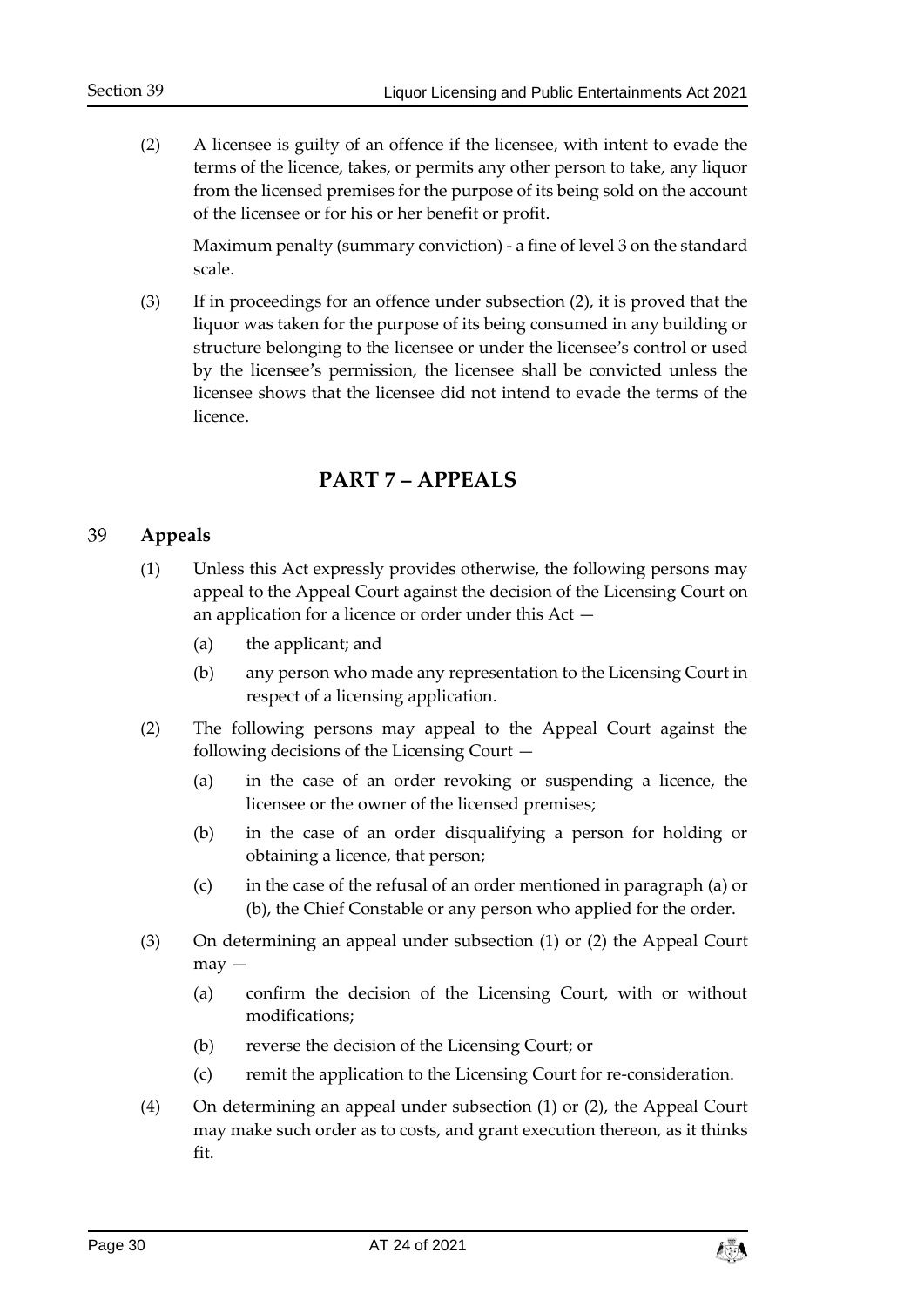(2) A licensee is guilty of an offence if the licensee, with intent to evade the terms of the licence, takes, or permits any other person to take, any liquor from the licensed premises for the purpose of its being sold on the account of the licensee or for his or her benefit or profit.

Maximum penalty (summary conviction) - a fine of level 3 on the standard scale.

(3) If in proceedings for an offence under subsection (2), it is proved that the liquor was taken for the purpose of its being consumed in any building or structure belonging to the licensee or under the licensee's control or used by the licensee's permission, the licensee shall be convicted unless the licensee shows that the licensee did not intend to evade the terms of the licence.

## PART 7 – APPEALS

### 39 Appeals

(1) Unless this Act expressly provides otherwise, the following persons may appeal to the Appeal Court against the decision of the Licensing Court on an application for a licence or order under this Act —

- (a) the applicant; and
- (b) any person who made any representation to the Licensing Court in respect of a licensing application.

(2) The following persons may appeal to the Appeal Court against the following decisions of the Licensing Court —

- (a) in the case of an order revoking or suspending a licence, the licensee or the owner of the licensed premises;
- (b) in the case of an order disqualifying a person for holding or obtaining a licence, that person;
- (c) in the case of the refusal of an order mentioned in paragraph (a) or (b), the Chief Constable or any person who applied for the order.

(3) On determining an appeal under subsection (1) or (2) the Appeal Court may —

- (a) confirm the decision of the Licensing Court, with or without modifications;
- (b) reverse the decision of the Licensing Court; or
- (c) remit the application to the Licensing Court for re-consideration.

(4) On determining an appeal under subsection (1) or (2), the Appeal Court may make such order as to costs, and grant execution thereon, as it thinks fit.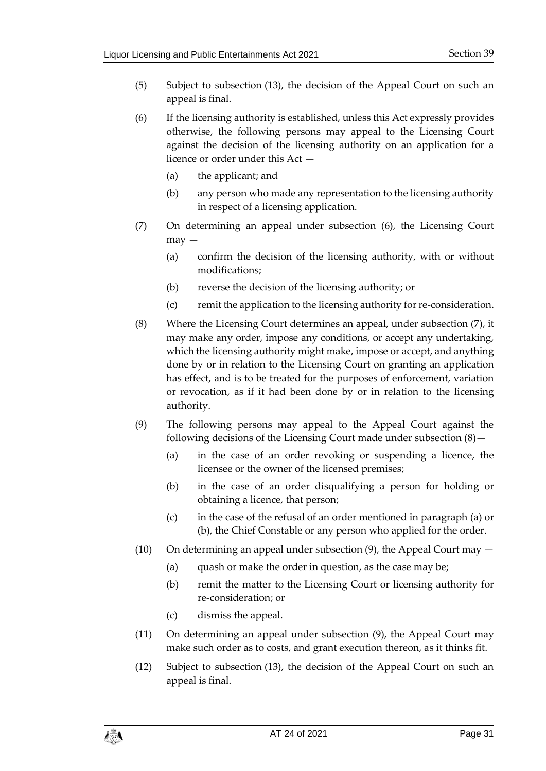(5) Subject to subsection (13), the decision of the Appeal Court on such an appeal is final.

(6) If the licensing authority is established, unless this Act expressly provides otherwise, the following persons may appeal to the Licensing Court against the decision of the licensing authority on an application for a licence or order under this Act —

(a) the applicant; and

(b) any person who made any representation to the licensing authority in respect of a licensing application.

(7) On determining an appeal under subsection (6), the Licensing Court may —

(a) confirm the decision of the licensing authority, with or without modifications;

(b) reverse the decision of the licensing authority; or

(c) remit the application to the licensing authority for re-consideration.

(8) Where the Licensing Court determines an appeal, under subsection (7), it may make any order, impose any conditions, or accept any undertaking, which the licensing authority might make, impose or accept, and anything done by or in relation to the Licensing Court on granting an application has effect, and is to be treated for the purposes of enforcement, variation or revocation, as if it had been done by or in relation to the licensing authority.

(9) The following persons may appeal to the Appeal Court against the following decisions of the Licensing Court made under subsection (8)—

(a) in the case of an order revoking or suspending a licence, the licensee or the owner of the licensed premises;

(b) in the case of an order disqualifying a person for holding or obtaining a licence, that person;

(c) in the case of the refusal of an order mentioned in paragraph (a) or (b), the Chief Constable or any person who applied for the order.

(10) On determining an appeal under subsection (9), the Appeal Court may —

(a) quash or make the order in question, as the case may be;

(b) remit the matter to the Licensing Court or licensing authority for re-consideration; or

(c) dismiss the appeal.

(11) On determining an appeal under subsection (9), the Appeal Court may make such order as to costs, and grant execution thereon, as it thinks fit.

(12) Subject to subsection (13), the decision of the Appeal Court on such an appeal is final.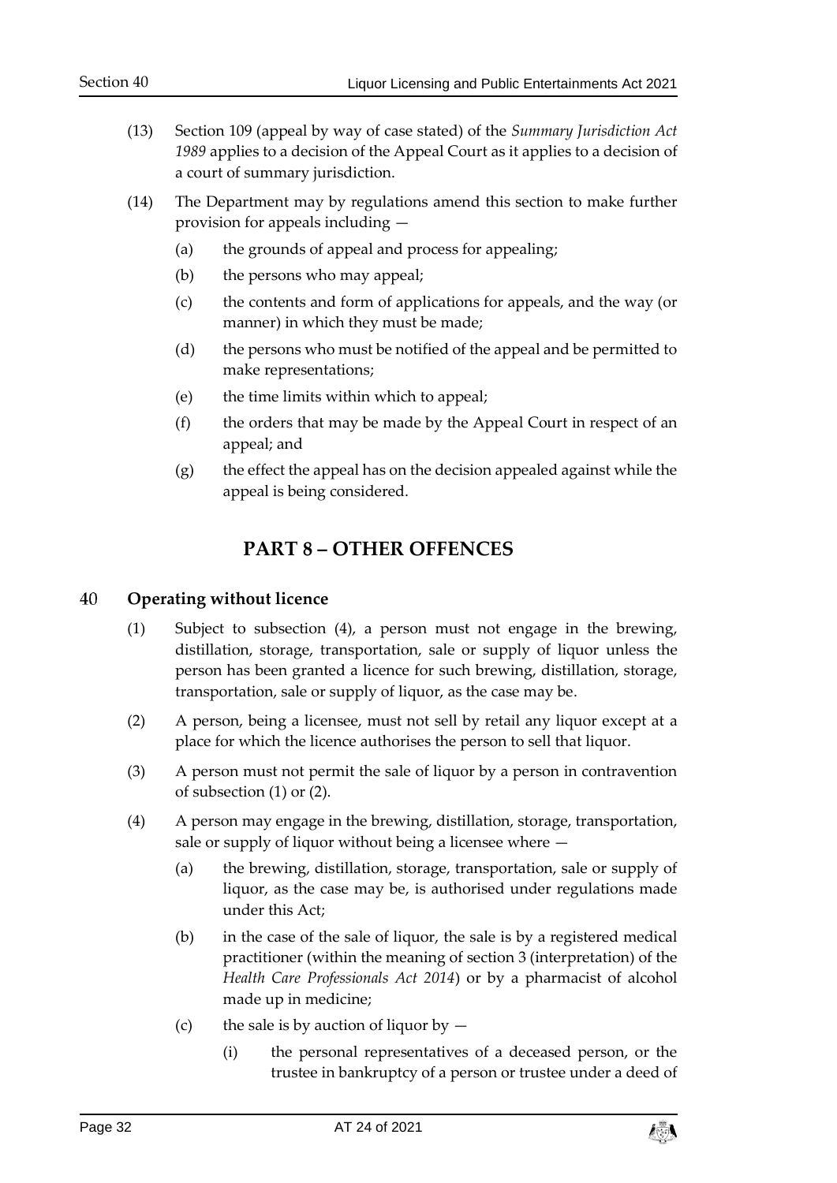(13) Section 109 (appeal by way of case stated) of the *Summary Jurisdiction Act 1989* applies to a decision of the Appeal Court as it applies to a decision of a court of summary jurisdiction.

(14) The Department may by regulations amend this section to make further provision for appeals including —

- (a) the grounds of appeal and process for appealing;
- (b) the persons who may appeal;
- (c) the contents and form of applications for appeals, and the way (or manner) in which they must be made;
- (d) the persons who must be notified of the appeal and be permitted to make representations;
- (e) the time limits within which to appeal;
- (f) the orders that may be made by the Appeal Court in respect of an appeal; and
- (g) the effect the appeal has on the decision appealed against while the appeal is being considered.

## PART 8 – OTHER OFFENCES

### 40 Operating without licence

(1) Subject to subsection (4), a person must not engage in the brewing, distillation, storage, transportation, sale or supply of liquor unless the person has been granted a licence for such brewing, distillation, storage, transportation, sale or supply of liquor, as the case may be.

(2) A person, being a licensee, must not sell by retail any liquor except at a place for which the licence authorises the person to sell that liquor.

(3) A person must not permit the sale of liquor by a person in contravention of subsection (1) or (2).

(4) A person may engage in the brewing, distillation, storage, transportation, sale or supply of liquor without being a licensee where —

- (a) the brewing, distillation, storage, transportation, sale or supply of liquor, as the case may be, is authorised under regulations made under this Act;
- (b) in the case of the sale of liquor, the sale is by a registered medical practitioner (within the meaning of section 3 (interpretation) of the *Health Care Professionals Act 2014*) or by a pharmacist of alcohol made up in medicine;
- (c) the sale is by auction of liquor by —
  - (i) the personal representatives of a deceased person, or the trustee in bankruptcy of a person or trustee under a deed of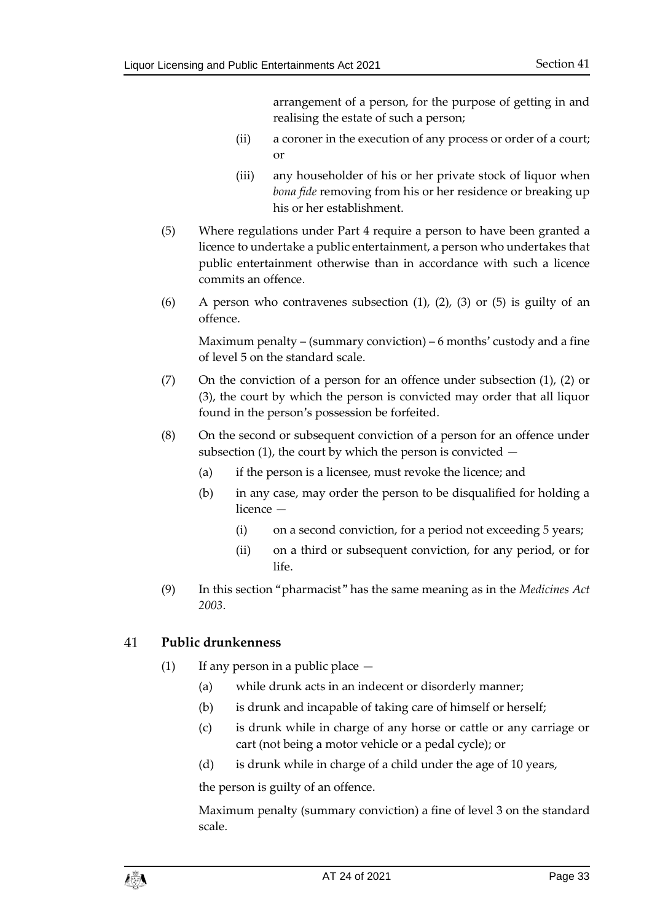arrangement of a person, for the purpose of getting in and realising the estate of such a person;

(ii) a coroner in the execution of any process or order of a court; or

(iii) any householder of his or her private stock of liquor when *bona fide* removing from his or her residence or breaking up his or her establishment.

(5) Where regulations under Part 4 require a person to have been granted a licence to undertake a public entertainment, a person who undertakes that public entertainment otherwise than in accordance with such a licence commits an offence.

(6) A person who contravenes subsection (1), (2), (3) or (5) is guilty of an offence.

Maximum penalty – (summary conviction) – 6 months' custody and a fine of level 5 on the standard scale.

(7) On the conviction of a person for an offence under subsection (1), (2) or (3), the court by which the person is convicted may order that all liquor found in the person's possession be forfeited.

(8) On the second or subsequent conviction of a person for an offence under subsection (1), the court by which the person is convicted —

(a) if the person is a licensee, must revoke the licence; and

(b) in any case, may order the person to be disqualified for holding a licence —

(i) on a second conviction, for a period not exceeding 5 years;

(ii) on a third or subsequent conviction, for any period, or for life.

(9) In this section "pharmacist" has the same meaning as in the *Medicines Act 2003*.

## 41 Public drunkenness

(1) If any person in a public place —

(a) while drunk acts in an indecent or disorderly manner;

(b) is drunk and incapable of taking care of himself or herself;

(c) is drunk while in charge of any horse or cattle or any carriage or cart (not being a motor vehicle or a pedal cycle); or

(d) is drunk while in charge of a child under the age of 10 years,

the person is guilty of an offence.

Maximum penalty (summary conviction) a fine of level 3 on the standard scale.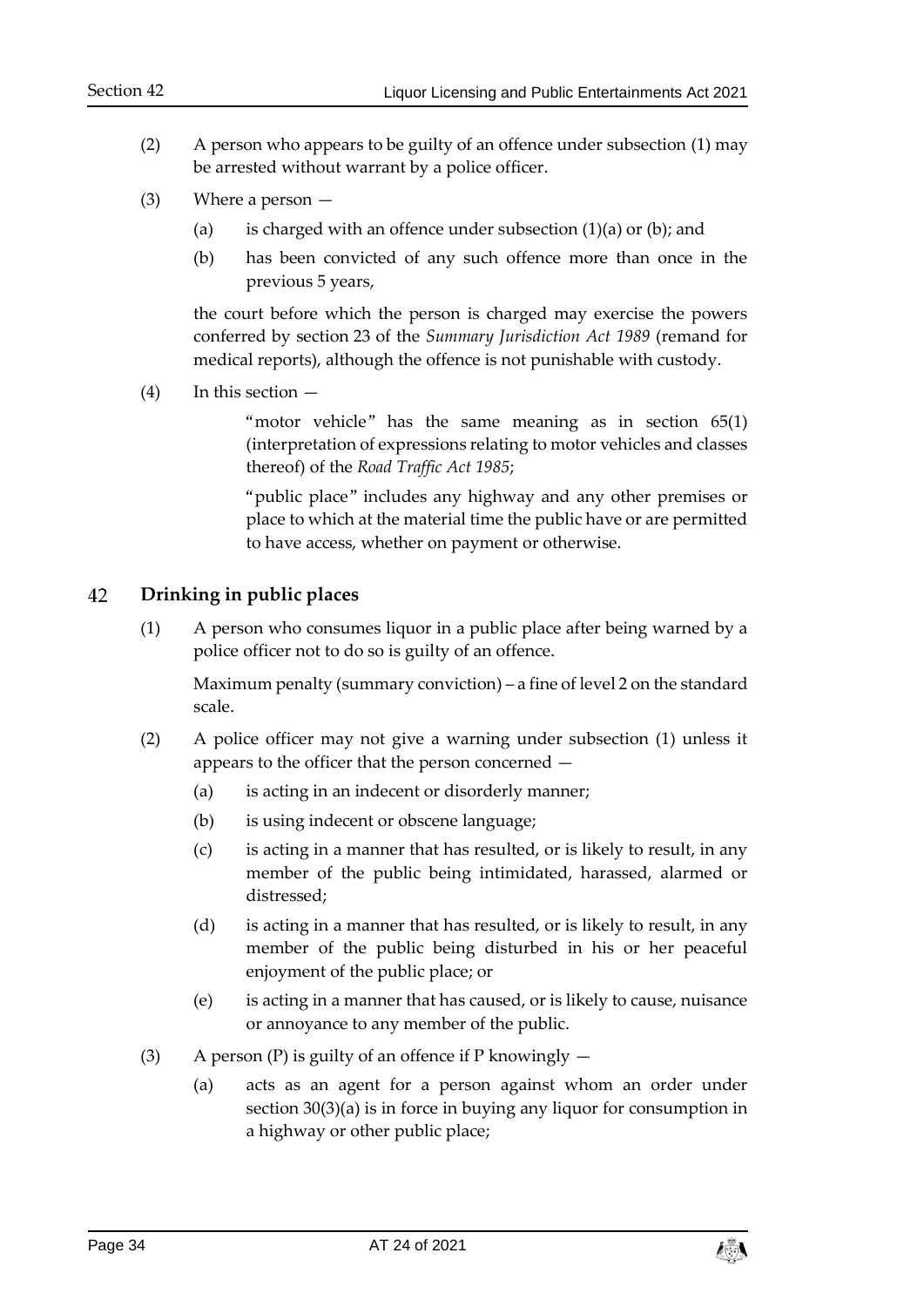(2) A person who appears to be guilty of an offence under subsection (1) may be arrested without warrant by a police officer.

(3) Where a person —

(a) is charged with an offence under subsection (1)(a) or (b); and

(b) has been convicted of any such offence more than once in the previous 5 years,

the court before which the person is charged may exercise the powers conferred by section 23 of the *Summary Jurisdiction Act 1989* (remand for medical reports), although the offence is not punishable with custody.

(4) In this section —

"motor vehicle" has the same meaning as in section 65(1) (interpretation of expressions relating to motor vehicles and classes thereof) of the *Road Traffic Act 1985*;

"public place" includes any highway and any other premises or place to which at the material time the public have or are permitted to have access, whether on payment or otherwise.

## 42 Drinking in public places

(1) A person who consumes liquor in a public place after being warned by a police officer not to do so is guilty of an offence.

Maximum penalty (summary conviction) – a fine of level 2 on the standard scale.

(2) A police officer may not give a warning under subsection (1) unless it appears to the officer that the person concerned —

(a) is acting in an indecent or disorderly manner;

(b) is using indecent or obscene language;

(c) is acting in a manner that has resulted, or is likely to result, in any member of the public being intimidated, harassed, alarmed or distressed;

(d) is acting in a manner that has resulted, or is likely to result, in any member of the public being disturbed in his or her peaceful enjoyment of the public place; or

(e) is acting in a manner that has caused, or is likely to cause, nuisance or annoyance to any member of the public.

(3) A person (P) is guilty of an offence if P knowingly —

(a) acts as an agent for a person against whom an order under section 30(3)(a) is in force in buying any liquor for consumption in a highway or other public place;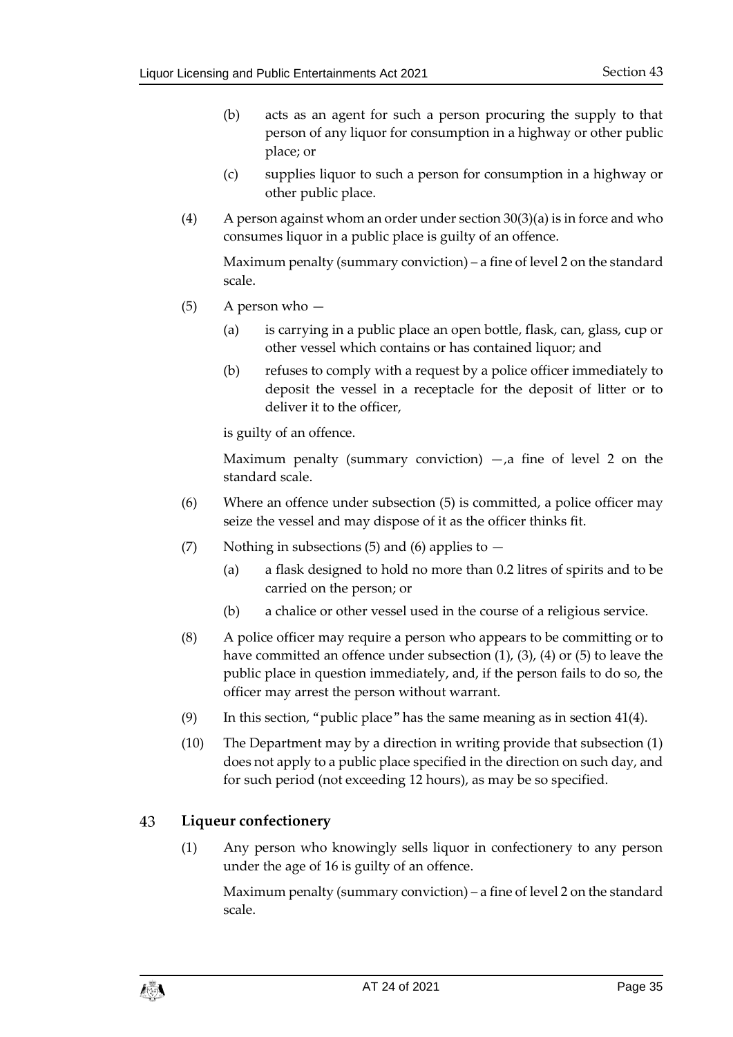(b) acts as an agent for such a person procuring the supply to that person of any liquor for consumption in a highway or other public place; or

(c) supplies liquor to such a person for consumption in a highway or other public place.

(4) A person against whom an order under section 30(3)(a) is in force and who consumes liquor in a public place is guilty of an offence.

Maximum penalty (summary conviction) – a fine of level 2 on the standard scale.

(5) A person who —

(a) is carrying in a public place an open bottle, flask, can, glass, cup or other vessel which contains or has contained liquor; and

(b) refuses to comply with a request by a police officer immediately to deposit the vessel in a receptacle for the deposit of litter or to deliver it to the officer,

is guilty of an offence.

Maximum penalty (summary conviction) —,a fine of level 2 on the standard scale.

(6) Where an offence under subsection (5) is committed, a police officer may seize the vessel and may dispose of it as the officer thinks fit.

(7) Nothing in subsections (5) and (6) applies to —

(a) a flask designed to hold no more than 0.2 litres of spirits and to be carried on the person; or

(b) a chalice or other vessel used in the course of a religious service.

(8) A police officer may require a person who appears to be committing or to have committed an offence under subsection (1), (3), (4) or (5) to leave the public place in question immediately, and, if the person fails to do so, the officer may arrest the person without warrant.

(9) In this section, "public place" has the same meaning as in section 41(4).

(10) The Department may by a direction in writing provide that subsection (1) does not apply to a public place specified in the direction on such day, and for such period (not exceeding 12 hours), as may be so specified.

## 43 Liqueur confectionery

(1) Any person who knowingly sells liquor in confectionery to any person under the age of 16 is guilty of an offence.

Maximum penalty (summary conviction) – a fine of level 2 on the standard scale.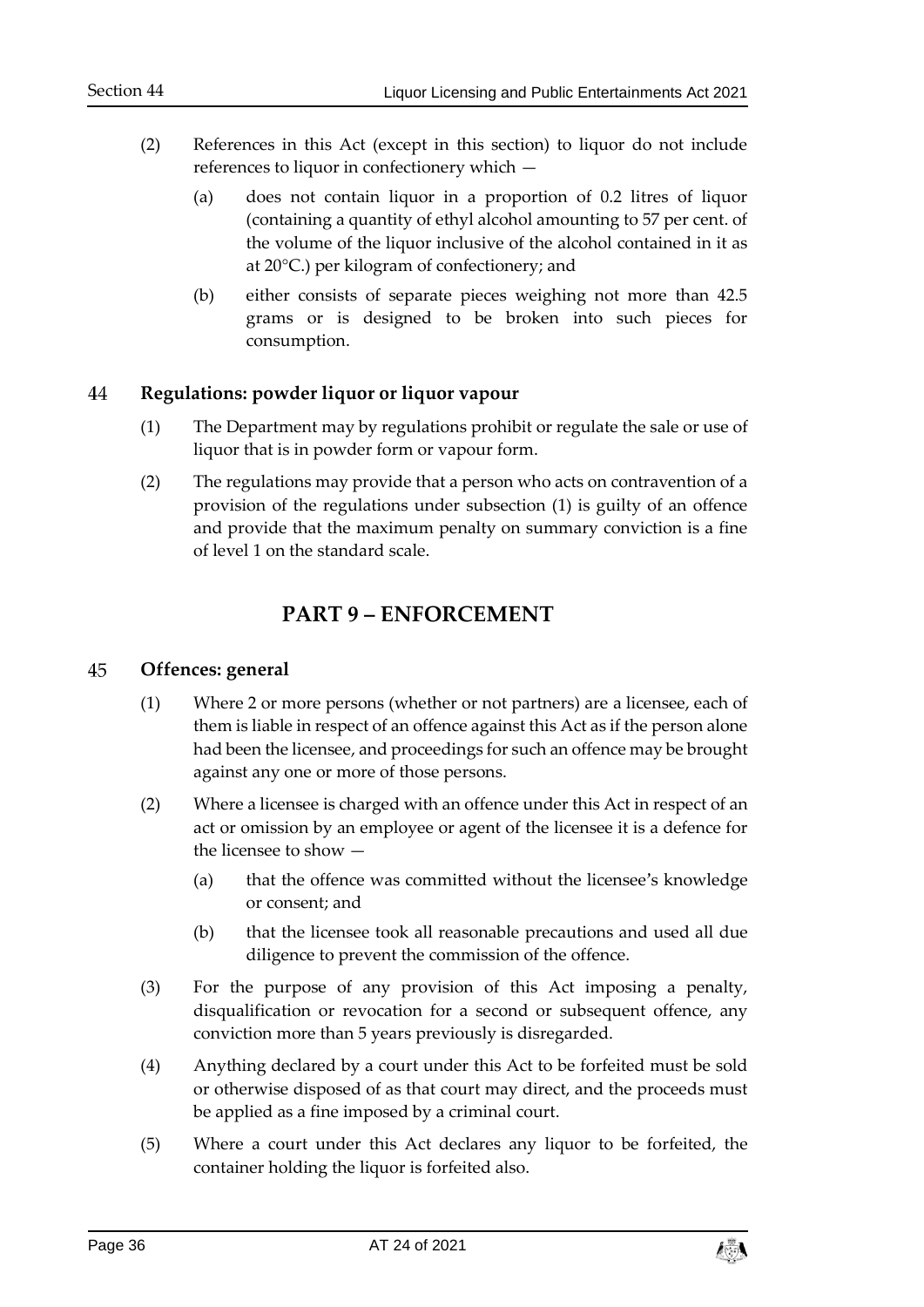(2) References in this Act (except in this section) to liquor do not include references to liquor in confectionery which —

(a) does not contain liquor in a proportion of 0.2 litres of liquor (containing a quantity of ethyl alcohol amounting to 57 per cent. of the volume of the liquor inclusive of the alcohol contained in it as at 20°C.) per kilogram of confectionery; and

(b) either consists of separate pieces weighing not more than 42.5 grams or is designed to be broken into such pieces for consumption.

### 44 Regulations: powder liquor or liquor vapour

(1) The Department may by regulations prohibit or regulate the sale or use of liquor that is in powder form or vapour form.

(2) The regulations may provide that a person who acts on contravention of a provision of the regulations under subsection (1) is guilty of an offence and provide that the maximum penalty on summary conviction is a fine of level 1 on the standard scale.

## PART 9 – ENFORCEMENT

### 45 Offences: general

(1) Where 2 or more persons (whether or not partners) are a licensee, each of them is liable in respect of an offence against this Act as if the person alone had been the licensee, and proceedings for such an offence may be brought against any one or more of those persons.

(2) Where a licensee is charged with an offence under this Act in respect of an act or omission by an employee or agent of the licensee it is a defence for the licensee to show —

(a) that the offence was committed without the licensee's knowledge or consent; and

(b) that the licensee took all reasonable precautions and used all due diligence to prevent the commission of the offence.

(3) For the purpose of any provision of this Act imposing a penalty, disqualification or revocation for a second or subsequent offence, any conviction more than 5 years previously is disregarded.

(4) Anything declared by a court under this Act to be forfeited must be sold or otherwise disposed of as that court may direct, and the proceeds must be applied as a fine imposed by a criminal court.

(5) Where a court under this Act declares any liquor to be forfeited, the container holding the liquor is forfeited also.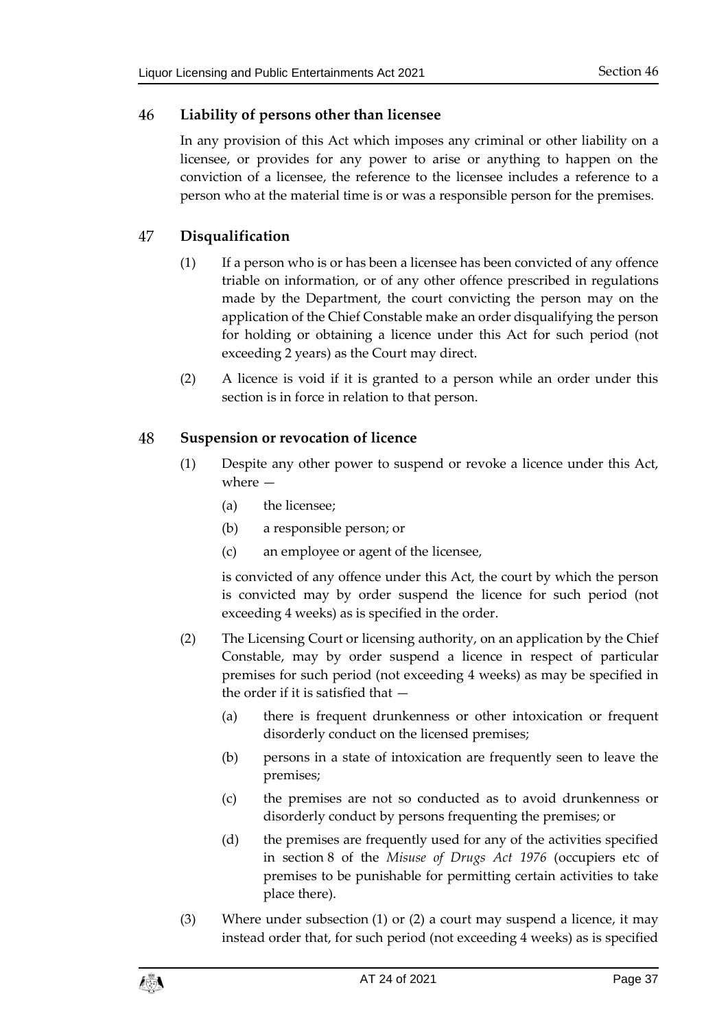## 46 Liability of persons other than licensee

In any provision of this Act which imposes any criminal or other liability on a licensee, or provides for any power to arise or anything to happen on the conviction of a licensee, the reference to the licensee includes a reference to a person who at the material time is or was a responsible person for the premises.

## 47 Disqualification

(1) If a person who is or has been a licensee has been convicted of any offence triable on information, or of any other offence prescribed in regulations made by the Department, the court convicting the person may on the application of the Chief Constable make an order disqualifying the person for holding or obtaining a licence under this Act for such period (not exceeding 2 years) as the Court may direct.

(2) A licence is void if it is granted to a person while an order under this section is in force in relation to that person.

## 48 Suspension or revocation of licence

(1) Despite any other power to suspend or revoke a licence under this Act, where —

   (a) the licensee;

   (b) a responsible person; or

   (c) an employee or agent of the licensee,

   is convicted of any offence under this Act, the court by which the person is convicted may by order suspend the licence for such period (not exceeding 4 weeks) as is specified in the order.

(2) The Licensing Court or licensing authority, on an application by the Chief Constable, may by order suspend a licence in respect of particular premises for such period (not exceeding 4 weeks) as may be specified in the order if it is satisfied that —

   (a) there is frequent drunkenness or other intoxication or frequent disorderly conduct on the licensed premises;

   (b) persons in a state of intoxication are frequently seen to leave the premises;

   (c) the premises are not so conducted as to avoid drunkenness or disorderly conduct by persons frequenting the premises; or

   (d) the premises are frequently used for any of the activities specified in section 8 of the *Misuse of Drugs Act 1976* (occupiers etc of premises to be punishable for permitting certain activities to take place there).

(3) Where under subsection (1) or (2) a court may suspend a licence, it may instead order that, for such period (not exceeding 4 weeks) as is specified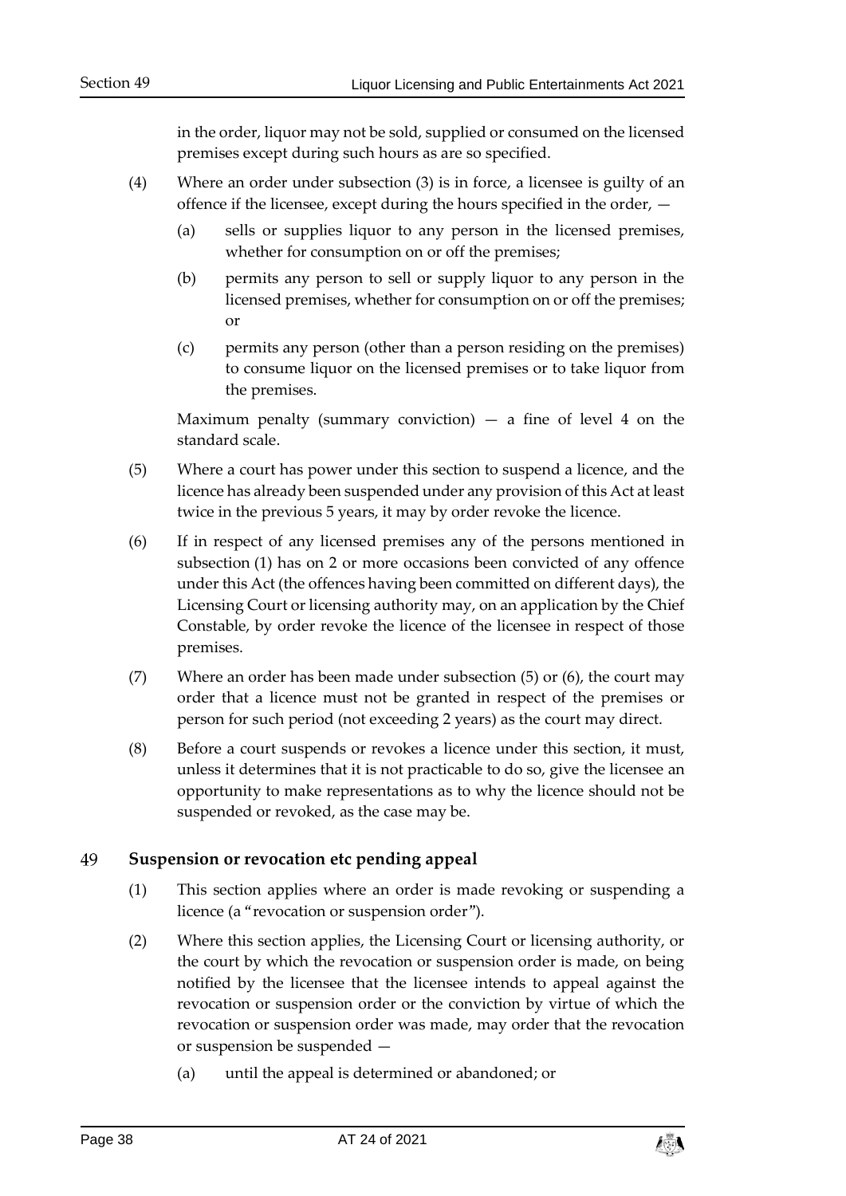in the order, liquor may not be sold, supplied or consumed on the licensed premises except during such hours as are so specified.

(4) Where an order under subsection (3) is in force, a licensee is guilty of an offence if the licensee, except during the hours specified in the order, —

(a) sells or supplies liquor to any person in the licensed premises, whether for consumption on or off the premises;

(b) permits any person to sell or supply liquor to any person in the licensed premises, whether for consumption on or off the premises; or

(c) permits any person (other than a person residing on the premises) to consume liquor on the licensed premises or to take liquor from the premises.

Maximum penalty (summary conviction) — a fine of level 4 on the standard scale.

(5) Where a court has power under this section to suspend a licence, and the licence has already been suspended under any provision of this Act at least twice in the previous 5 years, it may by order revoke the licence.

(6) If in respect of any licensed premises any of the persons mentioned in subsection (1) has on 2 or more occasions been convicted of any offence under this Act (the offences having been committed on different days), the Licensing Court or licensing authority may, on an application by the Chief Constable, by order revoke the licence of the licensee in respect of those premises.

(7) Where an order has been made under subsection (5) or (6), the court may order that a licence must not be granted in respect of the premises or person for such period (not exceeding 2 years) as the court may direct.

(8) Before a court suspends or revokes a licence under this section, it must, unless it determines that it is not practicable to do so, give the licensee an opportunity to make representations as to why the licence should not be suspended or revoked, as the case may be.

## 49 Suspension or revocation etc pending appeal

(1) This section applies where an order is made revoking or suspending a licence (a "revocation or suspension order").

(2) Where this section applies, the Licensing Court or licensing authority, or the court by which the revocation or suspension order is made, on being notified by the licensee that the licensee intends to appeal against the revocation or suspension order or the conviction by virtue of which the revocation or suspension order was made, may order that the revocation or suspension be suspended —

(a) until the appeal is determined or abandoned; or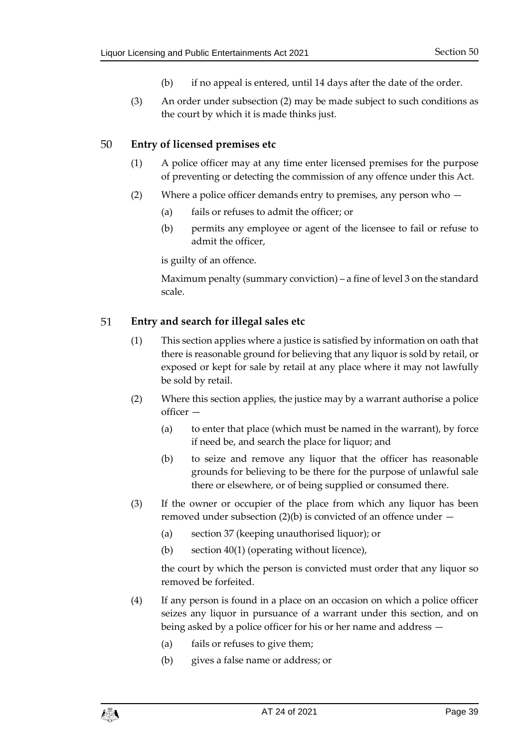(b) if no appeal is entered, until 14 days after the date of the order.

(3) An order under subsection (2) may be made subject to such conditions as the court by which it is made thinks just.

## 50 Entry of licensed premises etc

(1) A police officer may at any time enter licensed premises for the purpose of preventing or detecting the commission of any offence under this Act.

(2) Where a police officer demands entry to premises, any person who —

(a) fails or refuses to admit the officer; or

(b) permits any employee or agent of the licensee to fail or refuse to admit the officer,

is guilty of an offence.

Maximum penalty (summary conviction) – a fine of level 3 on the standard scale.

## 51 Entry and search for illegal sales etc

(1) This section applies where a justice is satisfied by information on oath that there is reasonable ground for believing that any liquor is sold by retail, or exposed or kept for sale by retail at any place where it may not lawfully be sold by retail.

(2) Where this section applies, the justice may by a warrant authorise a police officer —

(a) to enter that place (which must be named in the warrant), by force if need be, and search the place for liquor; and

(b) to seize and remove any liquor that the officer has reasonable grounds for believing to be there for the purpose of unlawful sale there or elsewhere, or of being supplied or consumed there.

(3) If the owner or occupier of the place from which any liquor has been removed under subsection (2)(b) is convicted of an offence under —

(a) section 37 (keeping unauthorised liquor); or

(b) section 40(1) (operating without licence),

the court by which the person is convicted must order that any liquor so removed be forfeited.

(4) If any person is found in a place on an occasion on which a police officer seizes any liquor in pursuance of a warrant under this section, and on being asked by a police officer for his or her name and address —

(a) fails or refuses to give them;

(b) gives a false name or address; or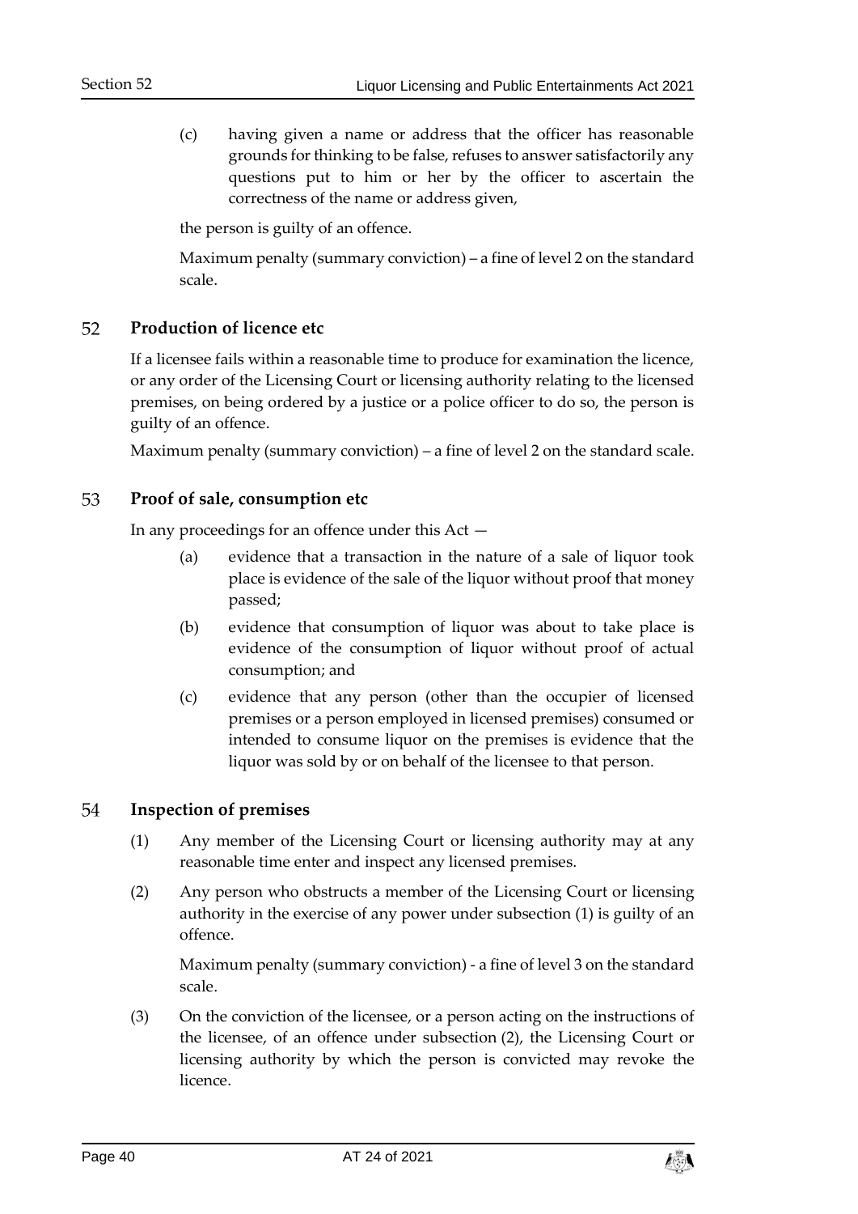(c) having given a name or address that the officer has reasonable grounds for thinking to be false, refuses to answer satisfactorily any questions put to him or her by the officer to ascertain the correctness of the name or address given,

the person is guilty of an offence.

Maximum penalty (summary conviction) – a fine of level 2 on the standard scale.

## 52 Production of licence etc

If a licensee fails within a reasonable time to produce for examination the licence, or any order of the Licensing Court or licensing authority relating to the licensed premises, on being ordered by a justice or a police officer to do so, the person is guilty of an offence.

Maximum penalty (summary conviction) – a fine of level 2 on the standard scale.

## 53 Proof of sale, consumption etc

In any proceedings for an offence under this Act —

(a) evidence that a transaction in the nature of a sale of liquor took place is evidence of the sale of the liquor without proof that money passed;

(b) evidence that consumption of liquor was about to take place is evidence of the consumption of liquor without proof of actual consumption; and

(c) evidence that any person (other than the occupier of licensed premises or a person employed in licensed premises) consumed or intended to consume liquor on the premises is evidence that the liquor was sold by or on behalf of the licensee to that person.

## 54 Inspection of premises

(1) Any member of the Licensing Court or licensing authority may at any reasonable time enter and inspect any licensed premises.

(2) Any person who obstructs a member of the Licensing Court or licensing authority in the exercise of any power under subsection (1) is guilty of an offence.

Maximum penalty (summary conviction) - a fine of level 3 on the standard scale.

(3) On the conviction of the licensee, or a person acting on the instructions of the licensee, of an offence under subsection (2), the Licensing Court or licensing authority by which the person is convicted may revoke the licence.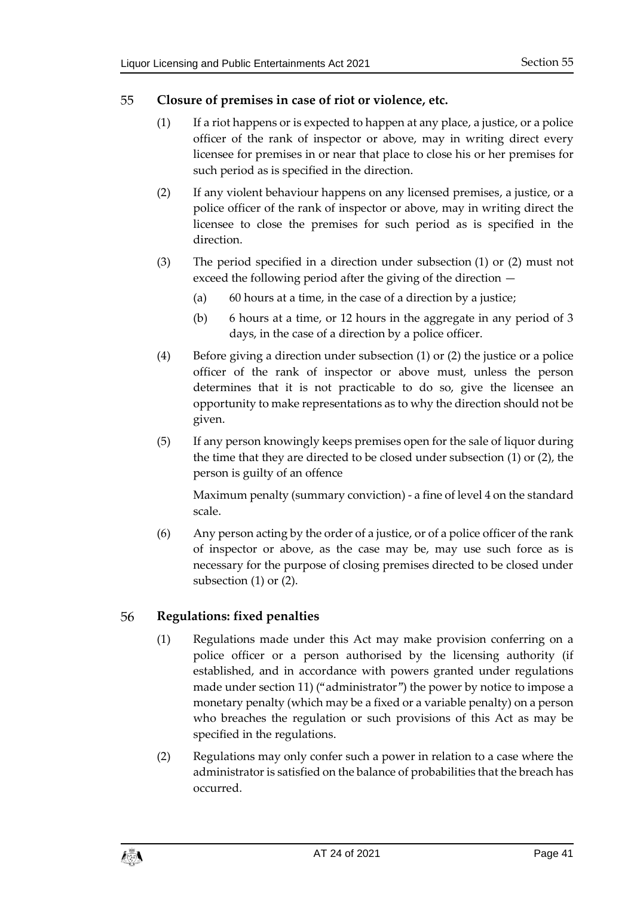## 55 Closure of premises in case of riot or violence, etc.

(1) If a riot happens or is expected to happen at any place, a justice, or a police officer of the rank of inspector or above, may in writing direct every licensee for premises in or near that place to close his or her premises for such period as is specified in the direction.

(2) If any violent behaviour happens on any licensed premises, a justice, or a police officer of the rank of inspector or above, may in writing direct the licensee to close the premises for such period as is specified in the direction.

(3) The period specified in a direction under subsection (1) or (2) must not exceed the following period after the giving of the direction —

(a) 60 hours at a time, in the case of a direction by a justice;

(b) 6 hours at a time, or 12 hours in the aggregate in any period of 3 days, in the case of a direction by a police officer.

(4) Before giving a direction under subsection (1) or (2) the justice or a police officer of the rank of inspector or above must, unless the person determines that it is not practicable to do so, give the licensee an opportunity to make representations as to why the direction should not be given.

(5) If any person knowingly keeps premises open for the sale of liquor during the time that they are directed to be closed under subsection (1) or (2), the person is guilty of an offence

Maximum penalty (summary conviction) - a fine of level 4 on the standard scale.

(6) Any person acting by the order of a justice, or of a police officer of the rank of inspector or above, as the case may be, may use such force as is necessary for the purpose of closing premises directed to be closed under subsection (1) or (2).

## 56 Regulations: fixed penalties

(1) Regulations made under this Act may make provision conferring on a police officer or a person authorised by the licensing authority (if established, and in accordance with powers granted under regulations made under section 11) ("administrator") the power by notice to impose a monetary penalty (which may be a fixed or a variable penalty) on a person who breaches the regulation or such provisions of this Act as may be specified in the regulations.

(2) Regulations may only confer such a power in relation to a case where the administrator is satisfied on the balance of probabilities that the breach has occurred.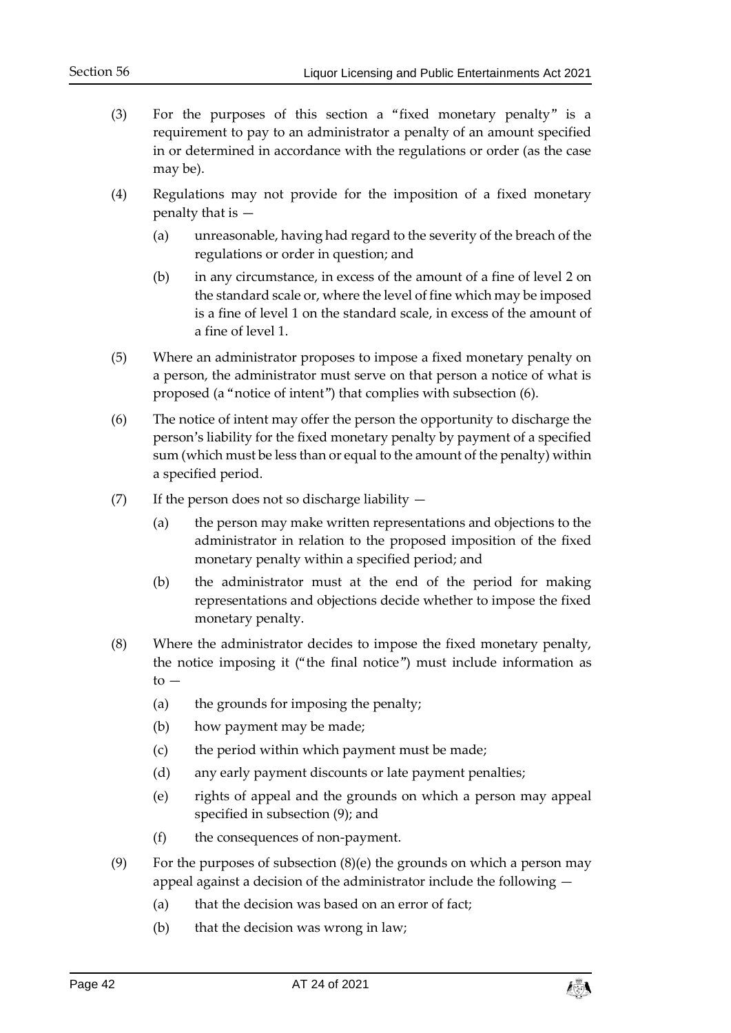(3) For the purposes of this section a "fixed monetary penalty" is a requirement to pay to an administrator a penalty of an amount specified in or determined in accordance with the regulations or order (as the case may be).

(4) Regulations may not provide for the imposition of a fixed monetary penalty that is —

   (a) unreasonable, having had regard to the severity of the breach of the regulations or order in question; and

   (b) in any circumstance, in excess of the amount of a fine of level 2 on the standard scale or, where the level of fine which may be imposed is a fine of level 1 on the standard scale, in excess of the amount of a fine of level 1.

(5) Where an administrator proposes to impose a fixed monetary penalty on a person, the administrator must serve on that person a notice of what is proposed (a "notice of intent") that complies with subsection (6).

(6) The notice of intent may offer the person the opportunity to discharge the person's liability for the fixed monetary penalty by payment of a specified sum (which must be less than or equal to the amount of the penalty) within a specified period.

(7) If the person does not so discharge liability —

   (a) the person may make written representations and objections to the administrator in relation to the proposed imposition of the fixed monetary penalty within a specified period; and

   (b) the administrator must at the end of the period for making representations and objections decide whether to impose the fixed monetary penalty.

(8) Where the administrator decides to impose the fixed monetary penalty, the notice imposing it ("the final notice") must include information as to —

   (a) the grounds for imposing the penalty;

   (b) how payment may be made;

   (c) the period within which payment must be made;

   (d) any early payment discounts or late payment penalties;

   (e) rights of appeal and the grounds on which a person may appeal specified in subsection (9); and

   (f) the consequences of non-payment.

(9) For the purposes of subsection (8)(e) the grounds on which a person may appeal against a decision of the administrator include the following —

   (a) that the decision was based on an error of fact;

   (b) that the decision was wrong in law;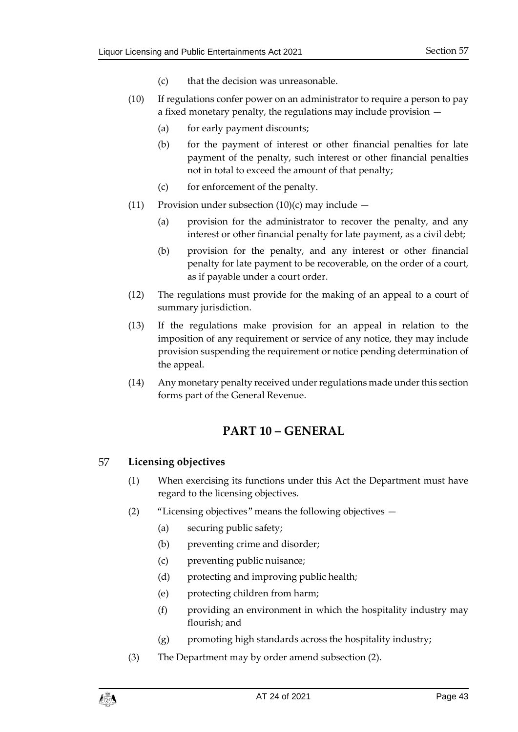(c) that the decision was unreasonable.

(10) If regulations confer power on an administrator to require a person to pay a fixed monetary penalty, the regulations may include provision —

(a) for early payment discounts;

(b) for the payment of interest or other financial penalties for late payment of the penalty, such interest or other financial penalties not in total to exceed the amount of that penalty;

(c) for enforcement of the penalty.

(11) Provision under subsection (10)(c) may include —

(a) provision for the administrator to recover the penalty, and any interest or other financial penalty for late payment, as a civil debt;

(b) provision for the penalty, and any interest or other financial penalty for late payment to be recoverable, on the order of a court, as if payable under a court order.

(12) The regulations must provide for the making of an appeal to a court of summary jurisdiction.

(13) If the regulations make provision for an appeal in relation to the imposition of any requirement or service of any notice, they may include provision suspending the requirement or notice pending determination of the appeal.

(14) Any monetary penalty received under regulations made under this section forms part of the General Revenue.

## PART 10 – GENERAL

### 57 Licensing objectives

(1) When exercising its functions under this Act the Department must have regard to the licensing objectives.

(2) "Licensing objectives" means the following objectives —

(a) securing public safety;

(b) preventing crime and disorder;

(c) preventing public nuisance;

(d) protecting and improving public health;

(e) protecting children from harm;

(f) providing an environment in which the hospitality industry may flourish; and

(g) promoting high standards across the hospitality industry;

(3) The Department may by order amend subsection (2).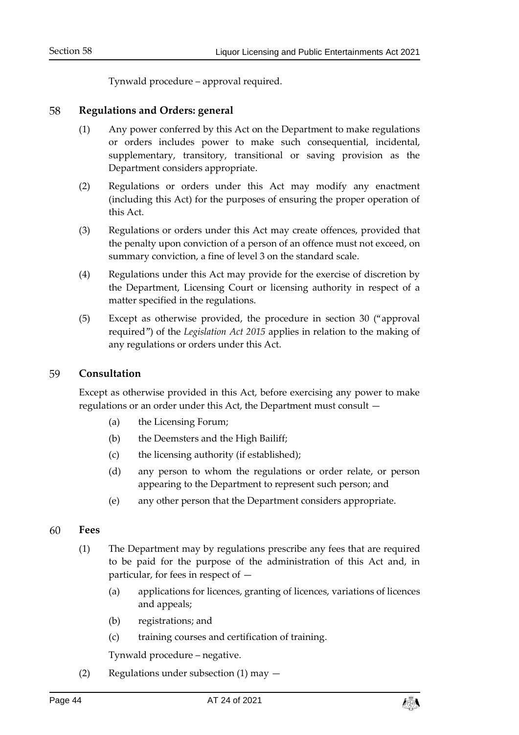Tynwald procedure – approval required.

## 58 Regulations and Orders: general

(1) Any power conferred by this Act on the Department to make regulations or orders includes power to make such consequential, incidental, supplementary, transitory, transitional or saving provision as the Department considers appropriate.

(2) Regulations or orders under this Act may modify any enactment (including this Act) for the purposes of ensuring the proper operation of this Act.

(3) Regulations or orders under this Act may create offences, provided that the penalty upon conviction of a person of an offence must not exceed, on summary conviction, a fine of level 3 on the standard scale.

(4) Regulations under this Act may provide for the exercise of discretion by the Department, Licensing Court or licensing authority in respect of a matter specified in the regulations.

(5) Except as otherwise provided, the procedure in section 30 ("approval required") of the *Legislation Act 2015* applies in relation to the making of any regulations or orders under this Act.

## 59 Consultation

Except as otherwise provided in this Act, before exercising any power to make regulations or an order under this Act, the Department must consult —

(a) the Licensing Forum;

(b) the Deemsters and the High Bailiff;

(c) the licensing authority (if established);

(d) any person to whom the regulations or order relate, or person appearing to the Department to represent such person; and

(e) any other person that the Department considers appropriate.

## 60 Fees

(1) The Department may by regulations prescribe any fees that are required to be paid for the purpose of the administration of this Act and, in particular, for fees in respect of —

(a) applications for licences, granting of licences, variations of licences and appeals;

(b) registrations; and

(c) training courses and certification of training.

Tynwald procedure – negative.

(2) Regulations under subsection (1) may —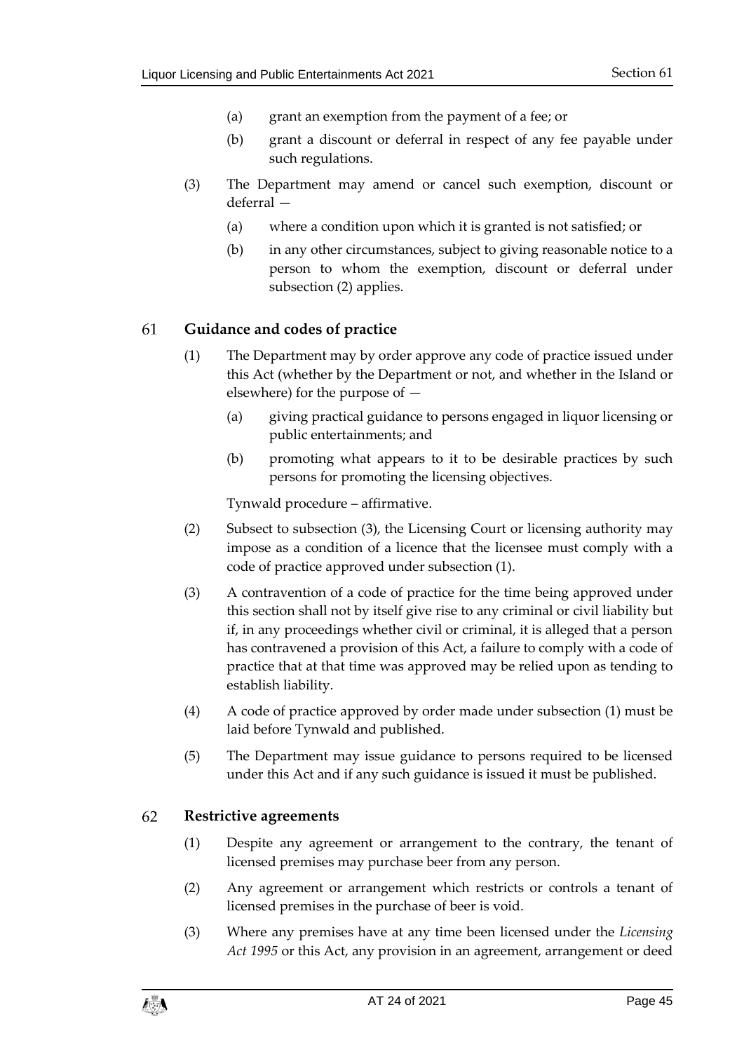(a) grant an exemption from the payment of a fee; or

(b) grant a discount or deferral in respect of any fee payable under such regulations.

(3) The Department may amend or cancel such exemption, discount or deferral —

(a) where a condition upon which it is granted is not satisfied; or

(b) in any other circumstances, subject to giving reasonable notice to a person to whom the exemption, discount or deferral under subsection (2) applies.

## 61 Guidance and codes of practice

(1) The Department may by order approve any code of practice issued under this Act (whether by the Department or not, and whether in the Island or elsewhere) for the purpose of —

(a) giving practical guidance to persons engaged in liquor licensing or public entertainments; and

(b) promoting what appears to it to be desirable practices by such persons for promoting the licensing objectives.

Tynwald procedure – affirmative.

(2) Subsect to subsection (3), the Licensing Court or licensing authority may impose as a condition of a licence that the licensee must comply with a code of practice approved under subsection (1).

(3) A contravention of a code of practice for the time being approved under this section shall not by itself give rise to any criminal or civil liability but if, in any proceedings whether civil or criminal, it is alleged that a person has contravened a provision of this Act, a failure to comply with a code of practice that at that time was approved may be relied upon as tending to establish liability.

(4) A code of practice approved by order made under subsection (1) must be laid before Tynwald and published.

(5) The Department may issue guidance to persons required to be licensed under this Act and if any such guidance is issued it must be published.

## 62 Restrictive agreements

(1) Despite any agreement or arrangement to the contrary, the tenant of licensed premises may purchase beer from any person.

(2) Any agreement or arrangement which restricts or controls a tenant of licensed premises in the purchase of beer is void.

(3) Where any premises have at any time been licensed under the *Licensing Act 1995* or this Act, any provision in an agreement, arrangement or deed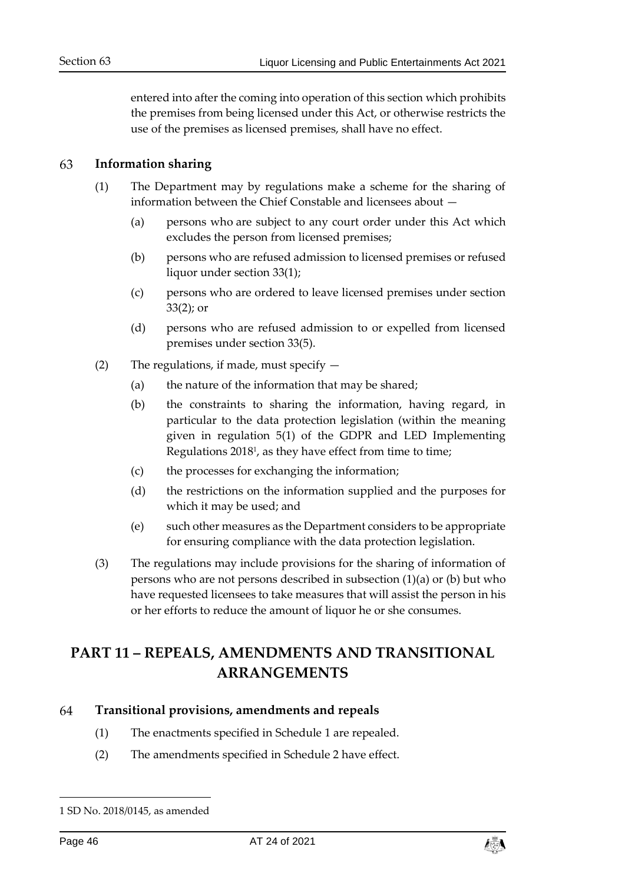entered into after the coming into operation of this section which prohibits the premises from being licensed under this Act, or otherwise restricts the use of the premises as licensed premises, shall have no effect.

### 63 Information sharing

(1) The Department may by regulations make a scheme for the sharing of information between the Chief Constable and licensees about —

(a) persons who are subject to any court order under this Act which excludes the person from licensed premises;

(b) persons who are refused admission to licensed premises or refused liquor under section 33(1);

(c) persons who are ordered to leave licensed premises under section 33(2); or

(d) persons who are refused admission to or expelled from licensed premises under section 33(5).

(2) The regulations, if made, must specify —

(a) the nature of the information that may be shared;

(b) the constraints to sharing the information, having regard, in particular to the data protection legislation (within the meaning given in regulation 5(1) of the GDPR and LED Implementing Regulations 2018[1], as they have effect from time to time;

(c) the processes for exchanging the information;

(d) the restrictions on the information supplied and the purposes for which it may be used; and

(e) such other measures as the Department considers to be appropriate for ensuring compliance with the data protection legislation.

(3) The regulations may include provisions for the sharing of information of persons who are not persons described in subsection (1)(a) or (b) but who have requested licensees to take measures that will assist the person in his or her efforts to reduce the amount of liquor he or she consumes.

## PART 11 – REPEALS, AMENDMENTS AND TRANSITIONAL ARRANGEMENTS

### 64 Transitional provisions, amendments and repeals

(1) The enactments specified in Schedule 1 are repealed.

(2) The amendments specified in Schedule 2 have effect.

---

1 SD No. 2018/0145, as amended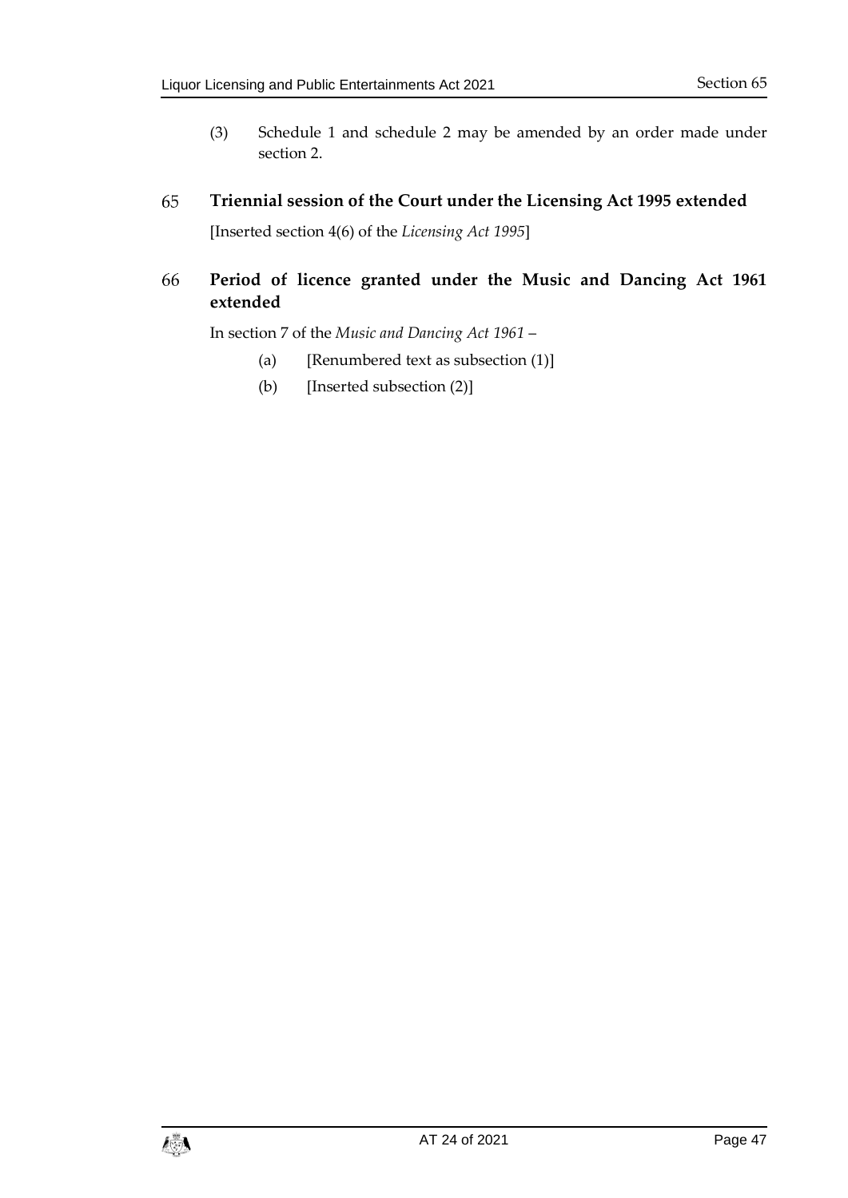(3) Schedule 1 and schedule 2 may be amended by an order made under section 2.

## 65 Triennial session of the Court under the Licensing Act 1995 extended

[Inserted section 4(6) of the *Licensing Act 1995*]

## 66 Period of licence granted under the Music and Dancing Act 1961 extended

In section 7 of the *Music and Dancing Act 1961* –

(a) [Renumbered text as subsection (1)]

(b) [Inserted subsection (2)]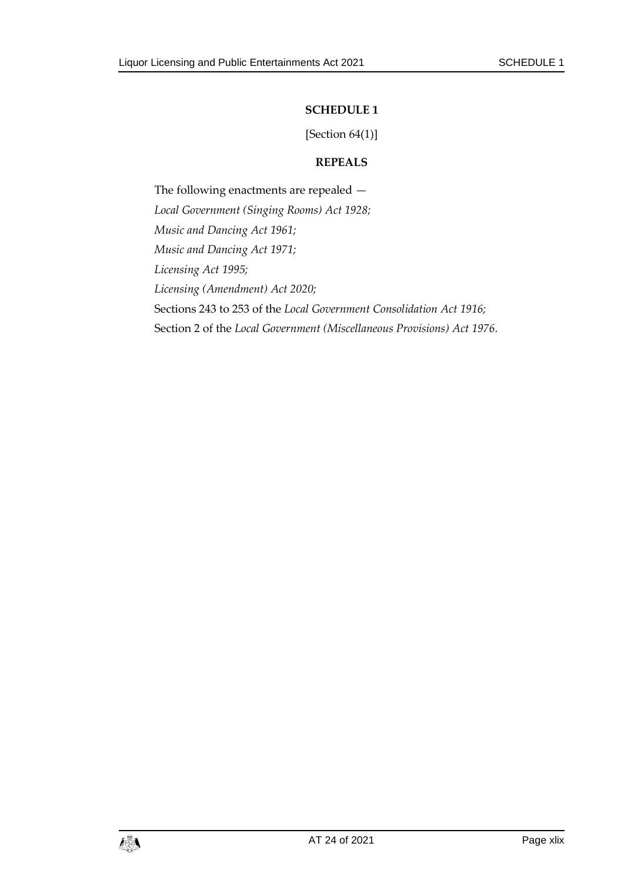## SCHEDULE 1

[Section 64(1)]

### REPEALS

The following enactments are repealed —

*Local Government (Singing Rooms) Act 1928;*

*Music and Dancing Act 1961;*

*Music and Dancing Act 1971;*

*Licensing Act 1995;*

*Licensing (Amendment) Act 2020;*

Sections 243 to 253 of the *Local Government Consolidation Act 1916;*

Section 2 of the *Local Government (Miscellaneous Provisions) Act 1976*.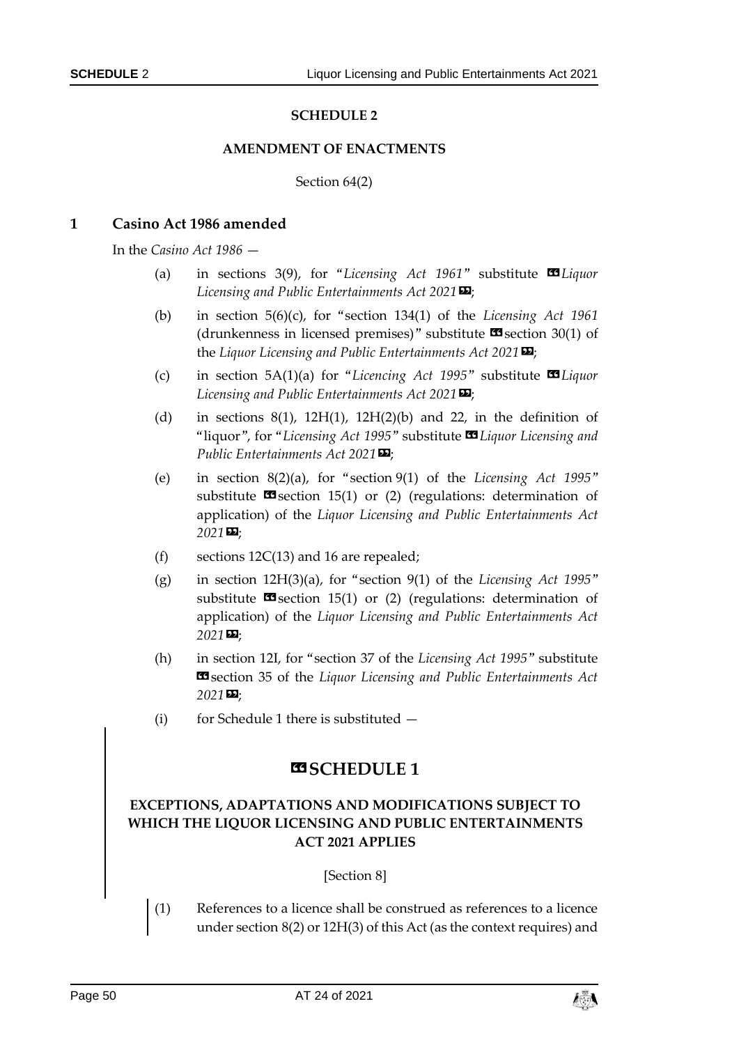## SCHEDULE 2

### AMENDMENT OF ENACTMENTS

Section 64(2)

### 1 Casino Act 1986 amended

In the *Casino Act 1986* —

(a) in sections 3(9), for "*Licensing Act 1961*" substitute «*Liquor Licensing and Public Entertainments Act 2021*»;

(b) in section 5(6)(c), for "section 134(1) of the *Licensing Act 1961* (drunkenness in licensed premises)" substitute «section 30(1) of the *Liquor Licensing and Public Entertainments Act 2021*»;

(c) in section 5A(1)(a) for "*Licencing Act 1995*" substitute «*Liquor Licensing and Public Entertainments Act 2021*»;

(d) in sections 8(1), 12H(1), 12H(2)(b) and 22, in the definition of "liquor", for "*Licensing Act 1995*" substitute «*Liquor Licensing and Public Entertainments Act 2021*»;

(e) in section 8(2)(a), for "section 9(1) of the *Licensing Act 1995*" substitute «section 15(1) or (2) (regulations: determination of application) of the *Liquor Licensing and Public Entertainments Act 2021*»;

(f) sections 12C(13) and 16 are repealed;

(g) in section 12H(3)(a), for "section 9(1) of the *Licensing Act 1995*" substitute «section 15(1) or (2) (regulations: determination of application) of the *Liquor Licensing and Public Entertainments Act 2021*»;

(h) in section 12I, for "section 37 of the *Licensing Act 1995*" substitute «section 35 of the *Liquor Licensing and Public Entertainments Act 2021*»;

(i) for Schedule 1 there is substituted —

## «SCHEDULE 1

### EXCEPTIONS, ADAPTATIONS AND MODIFICATIONS SUBJECT TO WHICH THE LIQUOR LICENSING AND PUBLIC ENTERTAINMENTS ACT 2021 APPLIES

[Section 8]

(1) References to a licence shall be construed as references to a licence under section 8(2) or 12H(3) of this Act (as the context requires) and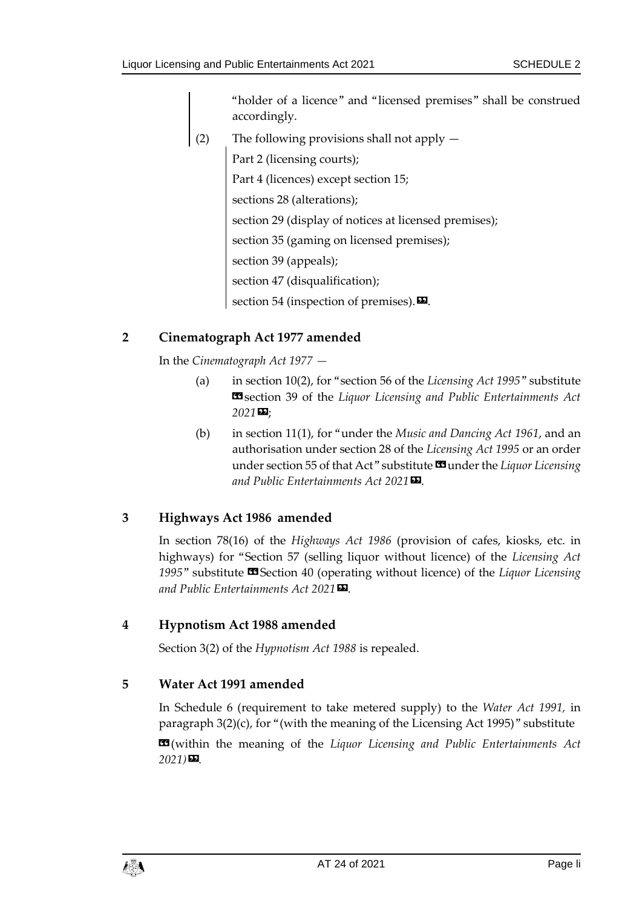"holder of a licence" and "licensed premises" shall be construed accordingly.

(2) The following provisions shall not apply —

Part 2 (licensing courts);

Part 4 (licences) except section 15;

sections 28 (alterations);

section 29 (display of notices at licensed premises);

section 35 (gaming on licensed premises);

section 39 (appeals);

section 47 (disqualification);

section 54 (inspection of premises).».

## 2 Cinematograph Act 1977 amended

In the *Cinematograph Act 1977* —

(a) in section 10(2), for "section 56 of the *Licensing Act 1995*" substitute «section 39 of the *Liquor Licensing and Public Entertainments Act 2021*»;

(b) in section 11(1), for "under the *Music and Dancing Act 1961*, and an authorisation under section 28 of the *Licensing Act 1995* or an order under section 55 of that Act" substitute «under the *Liquor Licensing and Public Entertainments Act 2021*».

## 3 Highways Act 1986 amended

In section 78(16) of the *Highways Act 1986* (provision of cafes, kiosks, etc. in highways) for "Section 57 (selling liquor without licence) of the *Licensing Act 1995*" substitute «Section 40 (operating without licence) of the *Liquor Licensing and Public Entertainments Act 2021*».

## 4 Hypnotism Act 1988 amended

Section 3(2) of the *Hypnotism Act 1988* is repealed.

## 5 Water Act 1991 amended

In Schedule 6 (requirement to take metered supply) to the *Water Act 1991*, in paragraph 3(2)(c), for "(with the meaning of the Licensing Act 1995)" substitute

«(within the meaning of the *Liquor Licensing and Public Entertainments Act 2021)*».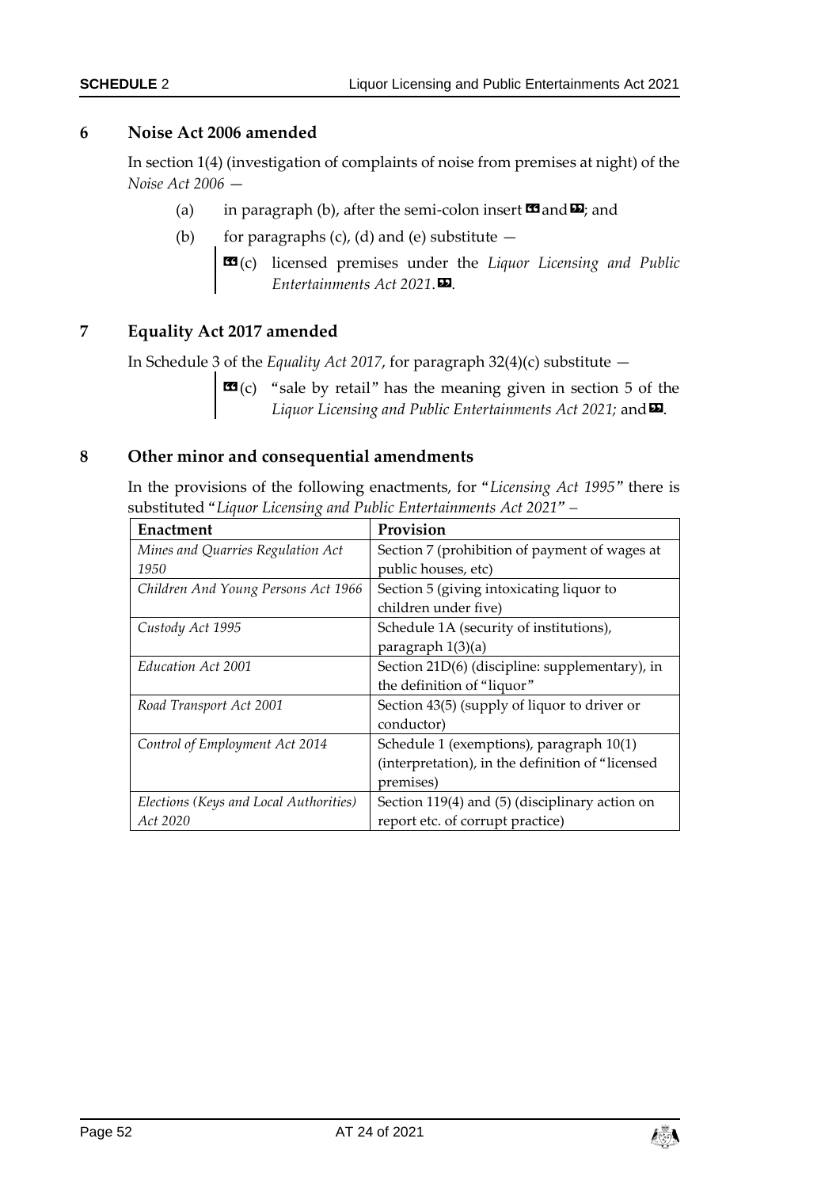## 6 Noise Act 2006 amended

In section 1(4) (investigation of complaints of noise from premises at night) of the *Noise Act 2006* —

(a) in paragraph (b), after the semi-colon insert «and»; and

(b) for paragraphs (c), (d) and (e) substitute —

> «(c) licensed premises under the *Liquor Licensing and Public Entertainments Act 2021*.».

## 7 Equality Act 2017 amended

In Schedule 3 of the *Equality Act 2017*, for paragraph 32(4)(c) substitute —

> «(c) "sale by retail" has the meaning given in section 5 of the *Liquor Licensing and Public Entertainments Act 2021;* and».

## 8 Other minor and consequential amendments

In the provisions of the following enactments, for "*Licensing Act 1995*" there is substituted "*Liquor Licensing and Public Entertainments Act 2021*" –

| Enactment | Provision |
|---|---|
| *Mines and Quarries Regulation Act 1950* | Section 7 (prohibition of payment of wages at public houses, etc) |
| *Children And Young Persons Act 1966* | Section 5 (giving intoxicating liquor to children under five) |
| *Custody Act 1995* | Schedule 1A (security of institutions), paragraph 1(3)(a) |
| *Education Act 2001* | Section 21D(6) (discipline: supplementary), in the definition of "liquor" |
| *Road Transport Act 2001* | Section 43(5) (supply of liquor to driver or conductor) |
| *Control of Employment Act 2014* | Schedule 1 (exemptions), paragraph 10(1) (interpretation), in the definition of "licensed premises) |
| *Elections (Keys and Local Authorities) Act 2020* | Section 119(4) and (5) (disciplinary action on report etc. of corrupt practice) |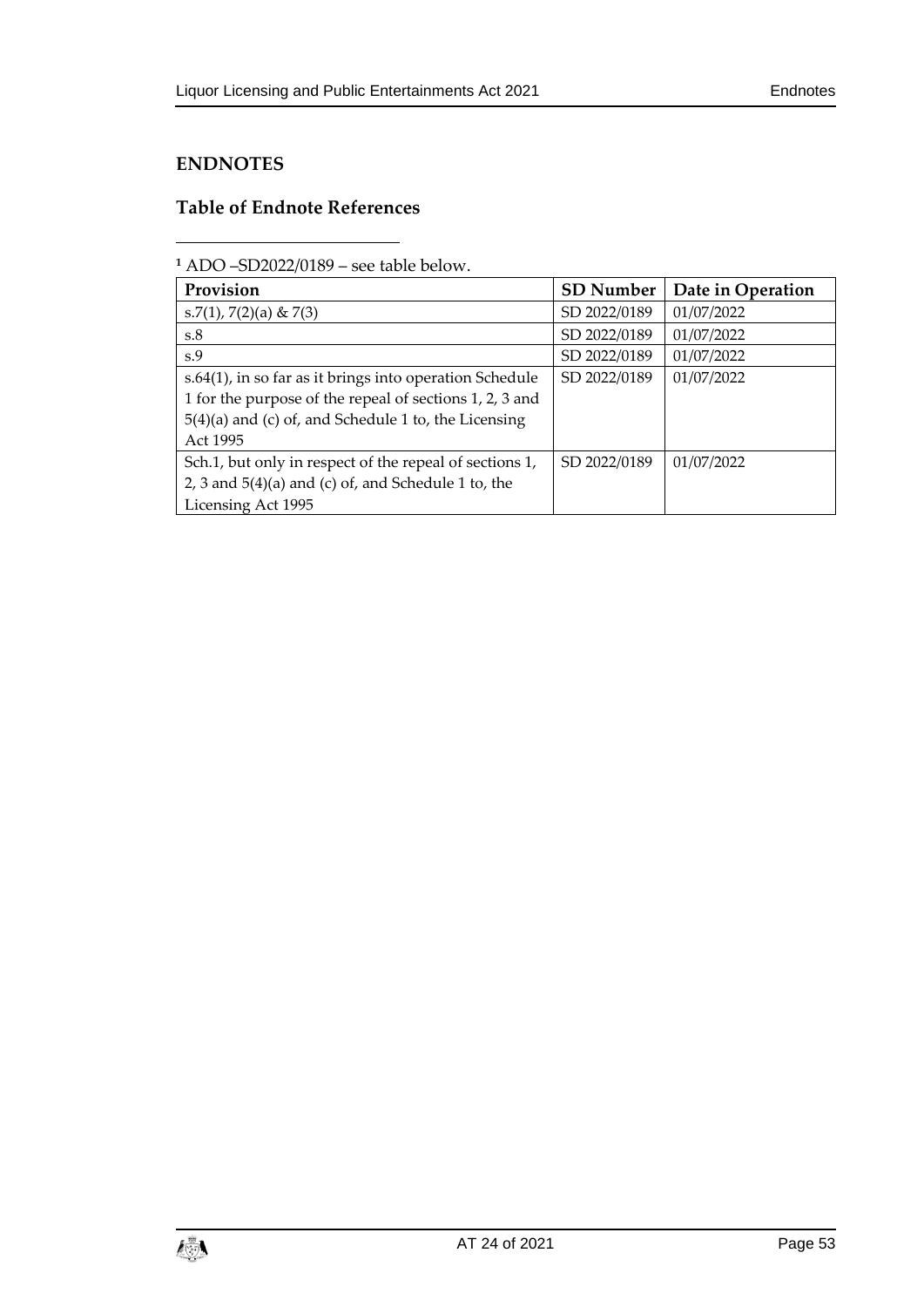## ENDNOTES

### Table of Endnote References

[1] ADO –SD2022/0189 – see table below.

| Provision | SD Number | Date in Operation |
|---|---|---|
| s.7(1), 7(2)(a) & 7(3) | SD 2022/0189 | 01/07/2022 |
| s.8 | SD 2022/0189 | 01/07/2022 |
| s.9 | SD 2022/0189 | 01/07/2022 |
| s.64(1), in so far as it brings into operation Schedule 1 for the purpose of the repeal of sections 1, 2, 3 and 5(4)(a) and (c) of, and Schedule 1 to, the Licensing Act 1995 | SD 2022/0189 | 01/07/2022 |
| Sch.1, but only in respect of the repeal of sections 1, 2, 3 and 5(4)(a) and (c) of, and Schedule 1 to, the Licensing Act 1995 | SD 2022/0189 | 01/07/2022 |